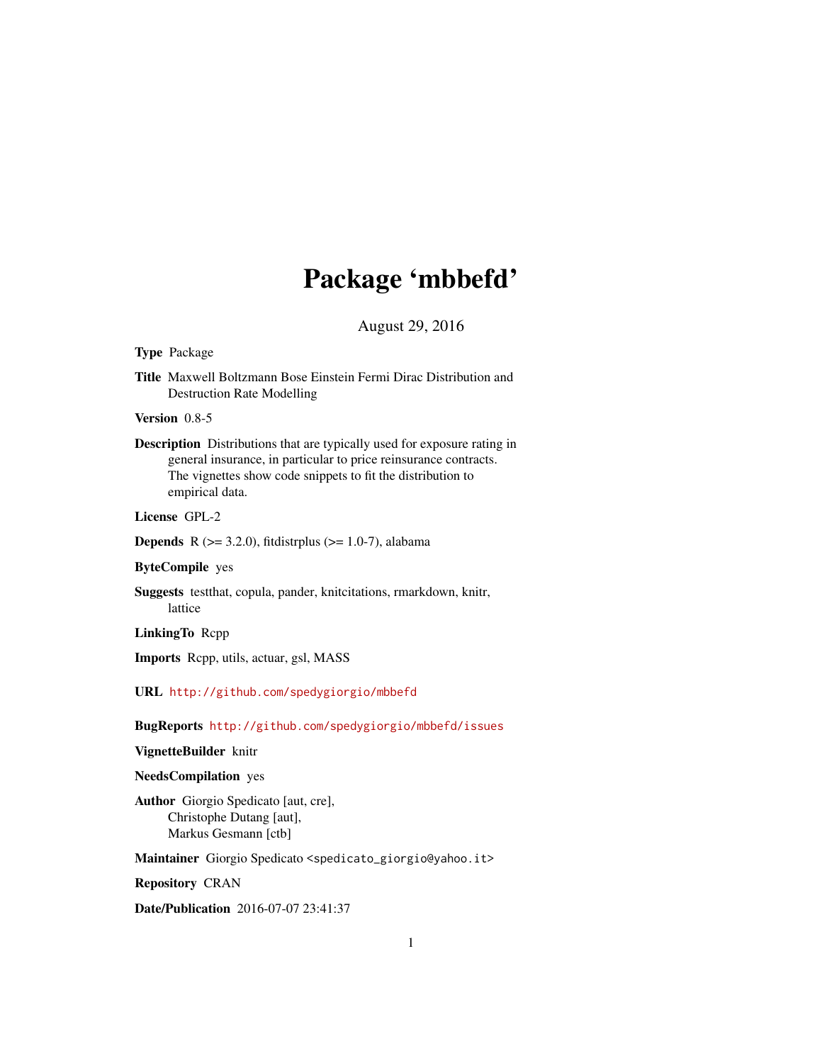# Package 'mbbefd'

August 29, 2016

**Type** Package

**Title** Maxwell Boltzmann Bose Einstein Fermi Dirac Distribution and Destruction Rate Modelling

**Version** 0.8-5

**Description** Distributions that are typically used for exposure rating in general insurance, in particular to price reinsurance contracts. The vignettes show code snippets to fit the distribution to empirical data.

**License** GPL-2

**Depends** R (>= 3.2.0), fitdistrplus (>= 1.0-7), alabama

**ByteCompile** yes

**Suggests** testthat, copula, pander, knitcitations, rmarkdown, knitr, lattice

**LinkingTo** Rcpp

**Imports** Rcpp, utils, actuar, gsl, MASS

**URL** http://github.com/spedygiorgio/mbbefd

**BugReports** http://github.com/spedygiorgio/mbbefd/issues

**VignetteBuilder** knitr

**NeedsCompilation** yes

**Author** Giorgio Spedicato [aut, cre],
Christophe Dutang [aut],
Markus Gesmann [ctb]

**Maintainer** Giorgio Spedicato <spedicato_giorgio@yahoo.it>

**Repository** CRAN

**Date/Publication** 2016-07-07 23:41:37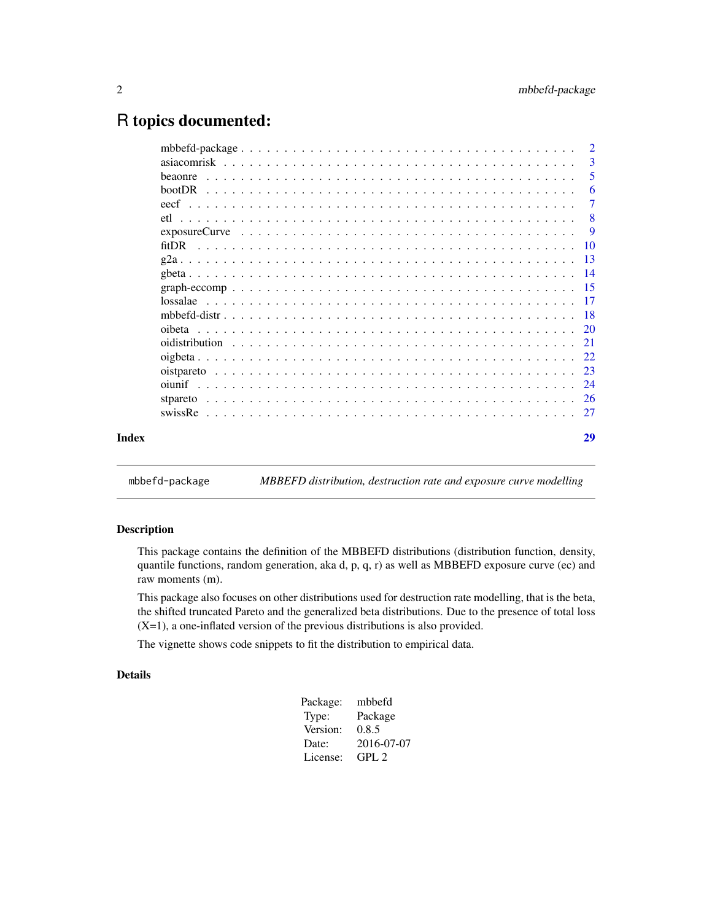# R topics documented:

| | |
|---|---|
| mbbefd-package | 2 |
| asiacomrisk | 3 |
| beaonre | 5 |
| bootDR | 6 |
| eecf | 7 |
| etl | 8 |
| exposureCurve | 9 |
| fitDR | 10 |
| g2a | 13 |
| gbeta | 14 |
| graph-eccomp | 15 |
| lossalae | 17 |
| mbbefd-distr | 18 |
| oibeta | 20 |
| oidistribution | 21 |
| oigbeta | 22 |
| oistpareto | 23 |
| oiunif | 24 |
| stpareto | 26 |
| swissRe | 27 |

**Index** 29

---

`mbbefd-package` *MBBEFD distribution, destruction rate and exposure curve modelling*

---

### Description

This package contains the definition of the MBBEFD distributions (distribution function, density, quantile functions, random generation, aka d, p, q, r) as well as MBBEFD exposure curve (ec) and raw moments (m).

This package also focuses on other distributions used for destruction rate modelling, that is the beta, the shifted truncated Pareto and the generalized beta distributions. Due to the presence of total loss (X=1), a one-inflated version of the previous distributions is also provided.

The vignette shows code snippets to fit the distribution to empirical data.

### Details

| | |
|---|---|
| Package: | mbbefd |
| Type: | Package |
| Version: | 0.8.5 |
| Date: | 2016-07-07 |
| License: | GPL 2 |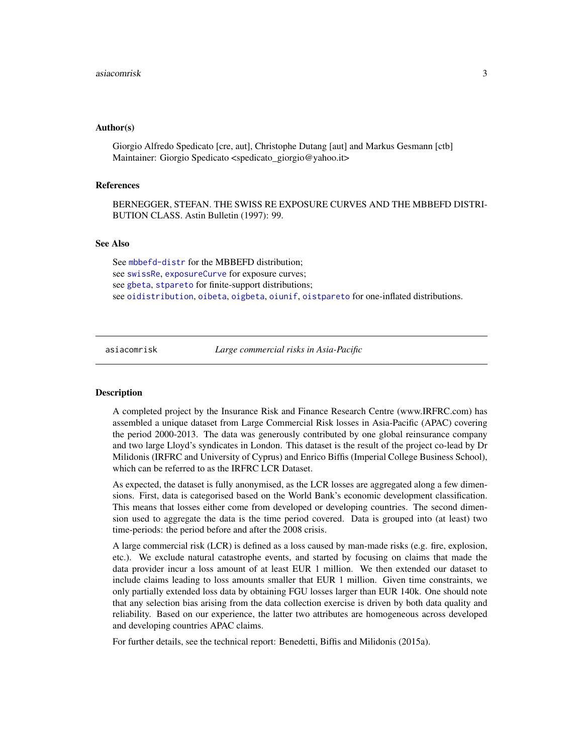### Author(s)

Giorgio Alfredo Spedicato [cre, aut], Christophe Dutang [aut] and Markus Gesmann [ctb]
Maintainer: Giorgio Spedicato <spedicato_giorgio@yahoo.it>

### References

BERNEGGER, STEFAN. THE SWISS RE EXPOSURE CURVES AND THE MBBEFD DISTRIBUTION CLASS. Astin Bulletin (1997): 99.

### See Also

See mbbefd-distr for the MBBEFD distribution;
see swissRe, exposureCurve for exposure curves;
see gbeta, stpareto for finite-support distributions;
see oidistribution, oibeta, oigbeta, oiunif, oistpareto for one-inflated distributions.

---

## asiacomrisk *Large commercial risks in Asia-Pacific*

### Description

A completed project by the Insurance Risk and Finance Research Centre (www.IRFRC.com) has assembled a unique dataset from Large Commercial Risk losses in Asia-Pacific (APAC) covering the period 2000-2013. The data was generously contributed by one global reinsurance company and two large Lloyd's syndicates in London. This dataset is the result of the project co-lead by Dr Milidonis (IRFRC and University of Cyprus) and Enrico Biffis (Imperial College Business School), which can be referred to as the IRFRC LCR Dataset.

As expected, the dataset is fully anonymised, as the LCR losses are aggregated along a few dimensions. First, data is categorised based on the World Bank's economic development classification. This means that losses either come from developed or developing countries. The second dimension used to aggregate the data is the time period covered. Data is grouped into (at least) two time-periods: the period before and after the 2008 crisis.

A large commercial risk (LCR) is defined as a loss caused by man-made risks (e.g. fire, explosion, etc.). We exclude natural catastrophe events, and started by focusing on claims that made the data provider incur a loss amount of at least EUR 1 million. We then extended our dataset to include claims leading to loss amounts smaller that EUR 1 million. Given time constraints, we only partially extended loss data by obtaining FGU losses larger than EUR 140k. One should note that any selection bias arising from the data collection exercise is driven by both data quality and reliability. Based on our experience, the latter two attributes are homogeneous across developed and developing countries APAC claims.

For further details, see the technical report: Benedetti, Biffis and Milidonis (2015a).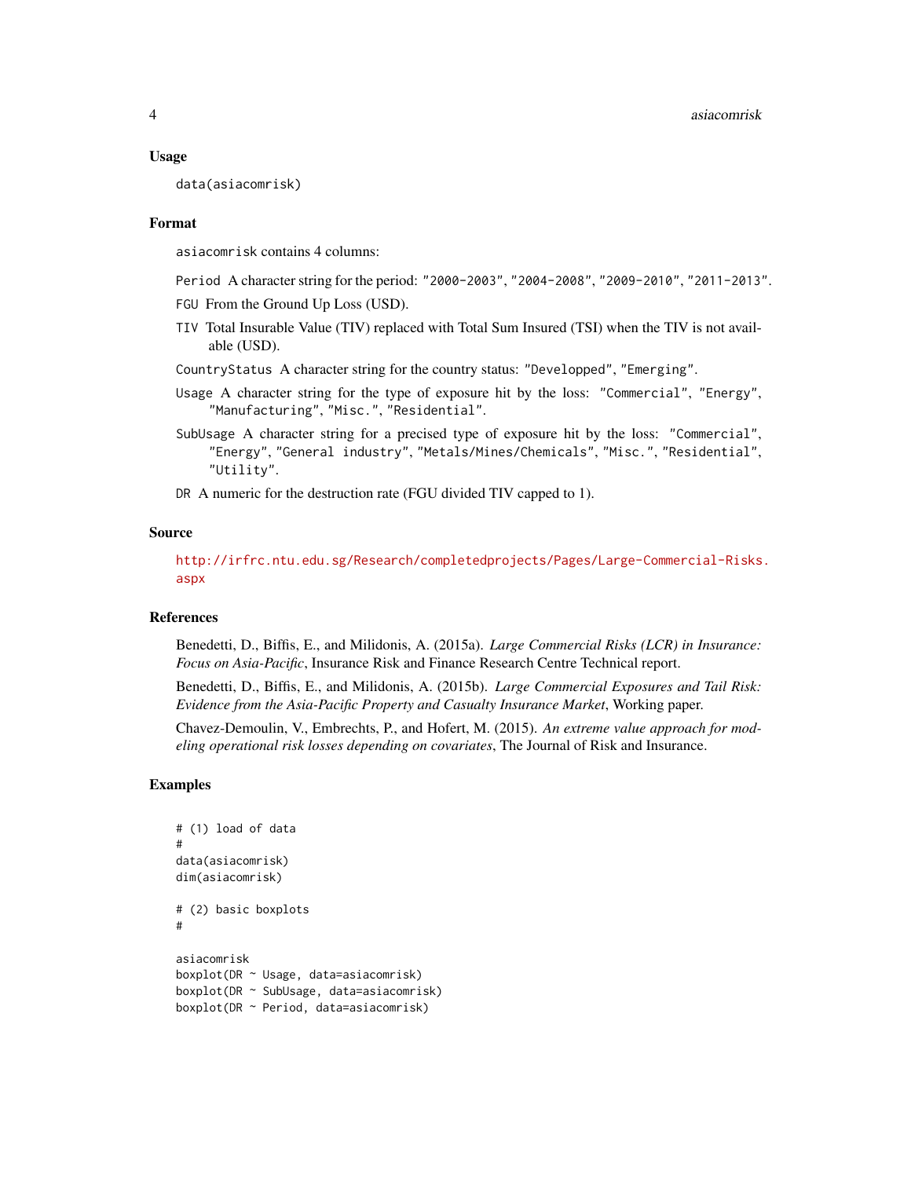### Usage

```
data(asiacomrisk)
```

### Format

`asiacomrisk` contains 4 columns:

- `Period` A character string for the period: `"2000-2003"`, `"2004-2008"`, `"2009-2010"`, `"2011-2013"`.
- `FGU` From the Ground Up Loss (USD).
- `TIV` Total Insurable Value (TIV) replaced with Total Sum Insured (TSI) when the TIV is not available (USD).
- `CountryStatus` A character string for the country status: `"Developped"`, `"Emerging"`.
- `Usage` A character string for the type of exposure hit by the loss: `"Commercial"`, `"Energy"`, `"Manufacturing"`, `"Misc."`, `"Residential"`.
- `SubUsage` A character string for a precised type of exposure hit by the loss: `"Commercial"`, `"Energy"`, `"General industry"`, `"Metals/Mines/Chemicals"`, `"Misc."`, `"Residential"`, `"Utility"`.
- `DR` A numeric for the destruction rate (FGU divided TIV capped to 1).

### Source

http://irfrc.ntu.edu.sg/Research/completedprojects/Pages/Large-Commercial-Risks.aspx

### References

Benedetti, D., Biffis, E., and Milidonis, A. (2015a). *Large Commercial Risks (LCR) in Insurance: Focus on Asia-Pacific*, Insurance Risk and Finance Research Centre Technical report.

Benedetti, D., Biffis, E., and Milidonis, A. (2015b). *Large Commercial Exposures and Tail Risk: Evidence from the Asia-Pacific Property and Casualty Insurance Market*, Working paper.

Chavez-Demoulin, V., Embrechts, P., and Hofert, M. (2015). *An extreme value approach for modeling operational risk losses depending on covariates*, The Journal of Risk and Insurance.

### Examples

```
# (1) load of data
#
data(asiacomrisk)
dim(asiacomrisk)

# (2) basic boxplots
#

asiacomrisk
boxplot(DR ~ Usage, data=asiacomrisk)
boxplot(DR ~ SubUsage, data=asiacomrisk)
boxplot(DR ~ Period, data=asiacomrisk)
```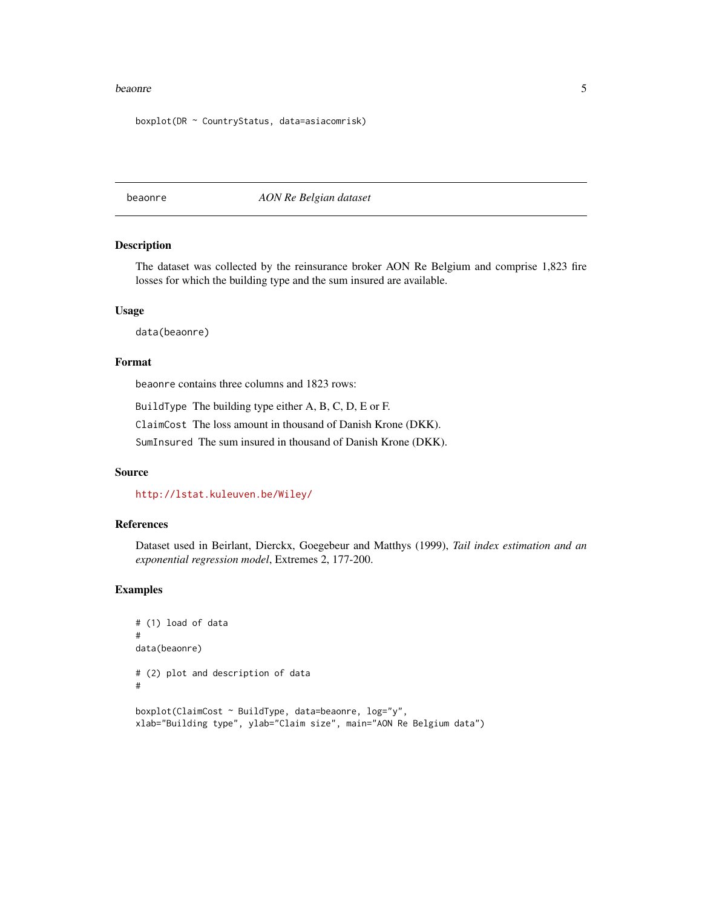```
boxplot(DR ~ CountryStatus, data=asiacomrisk)
```

---

beaonre — *AON Re Belgian dataset*

---

### Description

The dataset was collected by the reinsurance broker AON Re Belgium and comprise 1,823 fire losses for which the building type and the sum insured are available.

### Usage

```
data(beaonre)
```

### Format

beaonre contains three columns and 1823 rows:

`BuildType` The building type either A, B, C, D, E or F.

`ClaimCost` The loss amount in thousand of Danish Krone (DKK).

`SumInsured` The sum insured in thousand of Danish Krone (DKK).

### Source

http://lstat.kuleuven.be/Wiley/

### References

Dataset used in Beirlant, Dierckx, Goegebeur and Matthys (1999), *Tail index estimation and an exponential regression model*, Extremes 2, 177-200.

### Examples

```
# (1) load of data
#
data(beaonre)

# (2) plot and description of data
#

boxplot(ClaimCost ~ BuildType, data=beaonre, log="y",
xlab="Building type", ylab="Claim size", main="AON Re Belgium data")
```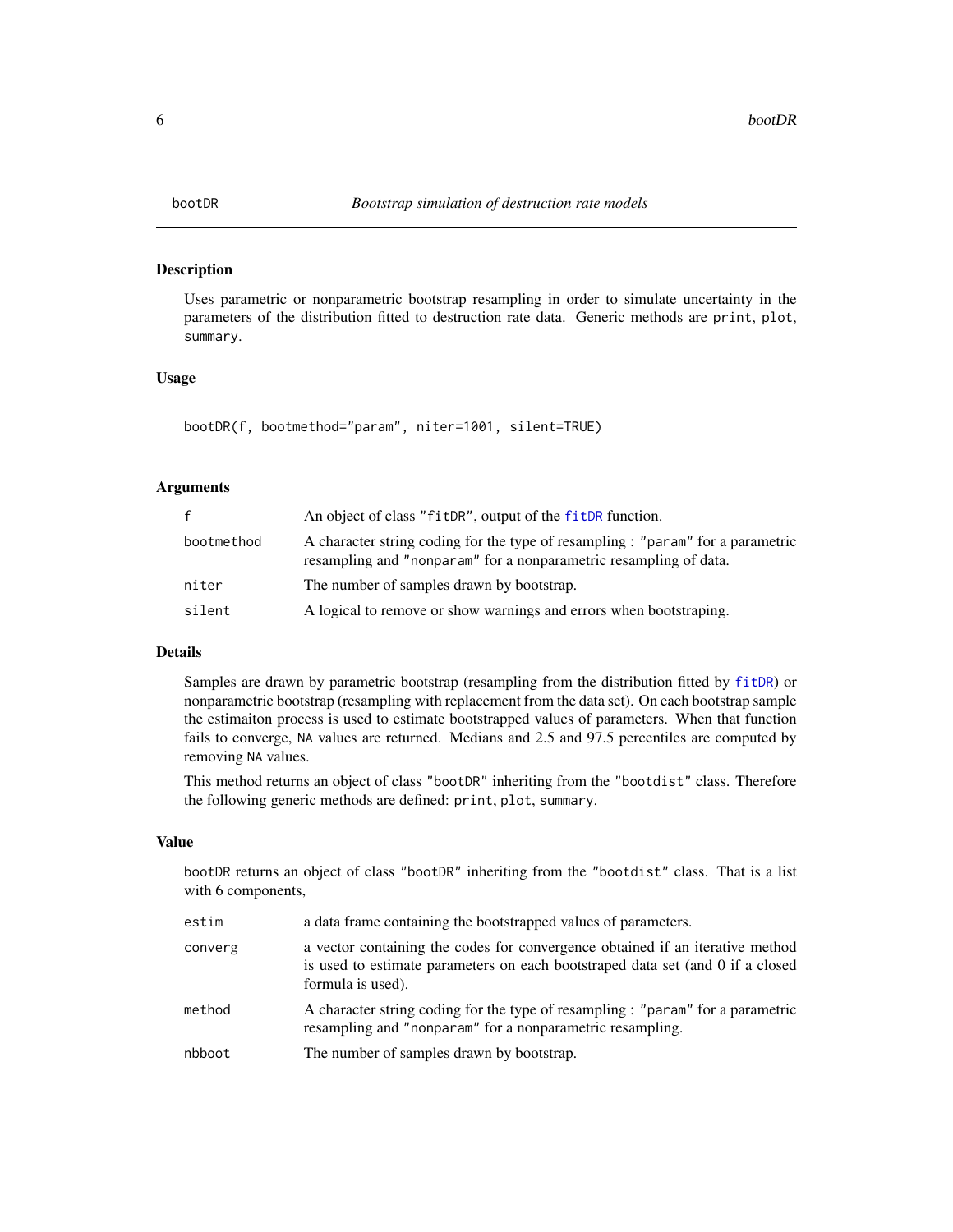# bootDR — *Bootstrap simulation of destruction rate models*

## Description

Uses parametric or nonparametric bootstrap resampling in order to simulate uncertainty in the parameters of the distribution fitted to destruction rate data. Generic methods are `print`, `plot`, `summary`.

## Usage

```
bootDR(f, bootmethod="param", niter=1001, silent=TRUE)
```

## Arguments

| | |
|---|---|
| `f` | An object of class `"fitDR"`, output of the `fitDR` function. |
| `bootmethod` | A character string coding for the type of resampling : `"param"` for a parametric resampling and `"nonparam"` for a nonparametric resampling of data. |
| `niter` | The number of samples drawn by bootstrap. |
| `silent` | A logical to remove or show warnings and errors when bootstraping. |

## Details

Samples are drawn by parametric bootstrap (resampling from the distribution fitted by `fitDR`) or nonparametric bootstrap (resampling with replacement from the data set). On each bootstrap sample the estimaiton process is used to estimate bootstrapped values of parameters. When that function fails to converge, `NA` values are returned. Medians and 2.5 and 97.5 percentiles are computed by removing `NA` values.

This method returns an object of class `"bootDR"` inheriting from the `"bootdist"` class. Therefore the following generic methods are defined: `print`, `plot`, `summary`.

## Value

`bootDR` returns an object of class `"bootDR"` inheriting from the `"bootdist"` class. That is a list with 6 components,

| | |
|---|---|
| `estim` | a data frame containing the bootstrapped values of parameters. |
| `converg` | a vector containing the codes for convergence obtained if an iterative method is used to estimate parameters on each bootstraped data set (and 0 if a closed formula is used). |
| `method` | A character string coding for the type of resampling : `"param"` for a parametric resampling and `"nonparam"` for a nonparametric resampling. |
| `nbboot` | The number of samples drawn by bootstrap. |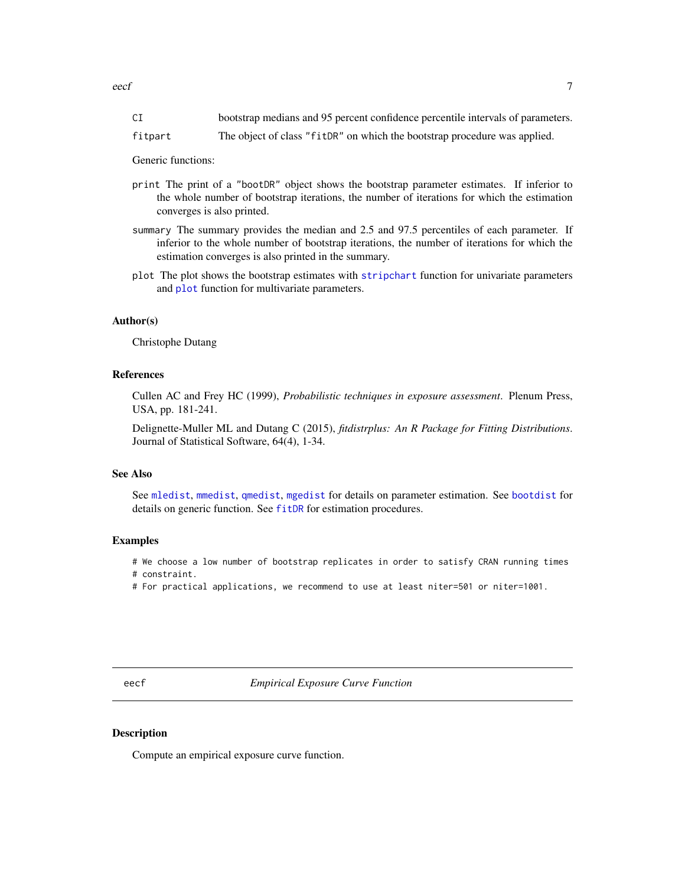| | |
|---|---|
| CI | bootstrap medians and 95 percent confidence percentile intervals of parameters. |
| fitpart | The object of class "fitDR" on which the bootstrap procedure was applied. |

Generic functions:

- `print` The print of a "bootDR" object shows the bootstrap parameter estimates. If inferior to the whole number of bootstrap iterations, the number of iterations for which the estimation converges is also printed.
- `summary` The summary provides the median and 2.5 and 97.5 percentiles of each parameter. If inferior to the whole number of bootstrap iterations, the number of iterations for which the estimation converges is also printed in the summary.
- `plot` The plot shows the bootstrap estimates with `stripchart` function for univariate parameters and `plot` function for multivariate parameters.

### Author(s)

Christophe Dutang

### References

Cullen AC and Frey HC (1999), *Probabilistic techniques in exposure assessment*. Plenum Press, USA, pp. 181-241.

Delignette-Muller ML and Dutang C (2015), *fitdistrplus: An R Package for Fitting Distributions*. Journal of Statistical Software, 64(4), 1-34.

### See Also

See `mledist`, `mmedist`, `qmedist`, `mgedist` for details on parameter estimation. See `bootdist` for details on generic function. See `fitDR` for estimation procedures.

### Examples

```
# We choose a low number of bootstrap replicates in order to satisfy CRAN running times
# constraint.
# For practical applications, we recommend to use at least niter=501 or niter=1001.
```

---

## eecf — *Empirical Exposure Curve Function*

### Description

Compute an empirical exposure curve function.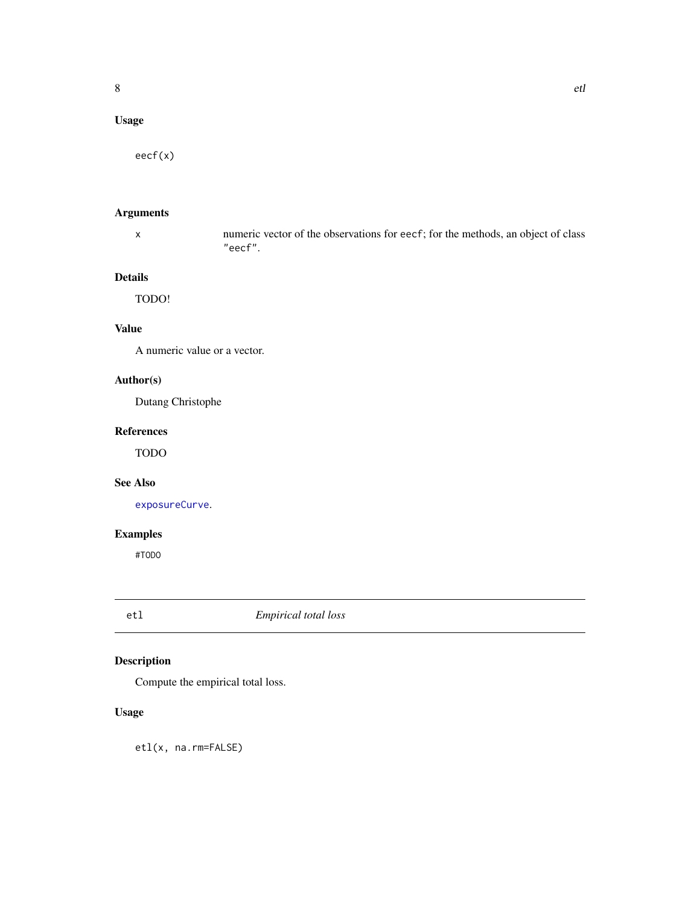## Usage

```
eecf(x)
```

## Arguments

| | |
|---|---|
| x | numeric vector of the observations for `eecf`; for the methods, an object of class `"eecf"`. |

## Details

TODO!

## Value

A numeric value or a vector.

## Author(s)

Dutang Christophe

## References

TODO

## See Also

`exposureCurve`.

## Examples

```
#TODO
```

---

# etl *Empirical total loss*

## Description

Compute the empirical total loss.

## Usage

```
etl(x, na.rm=FALSE)
```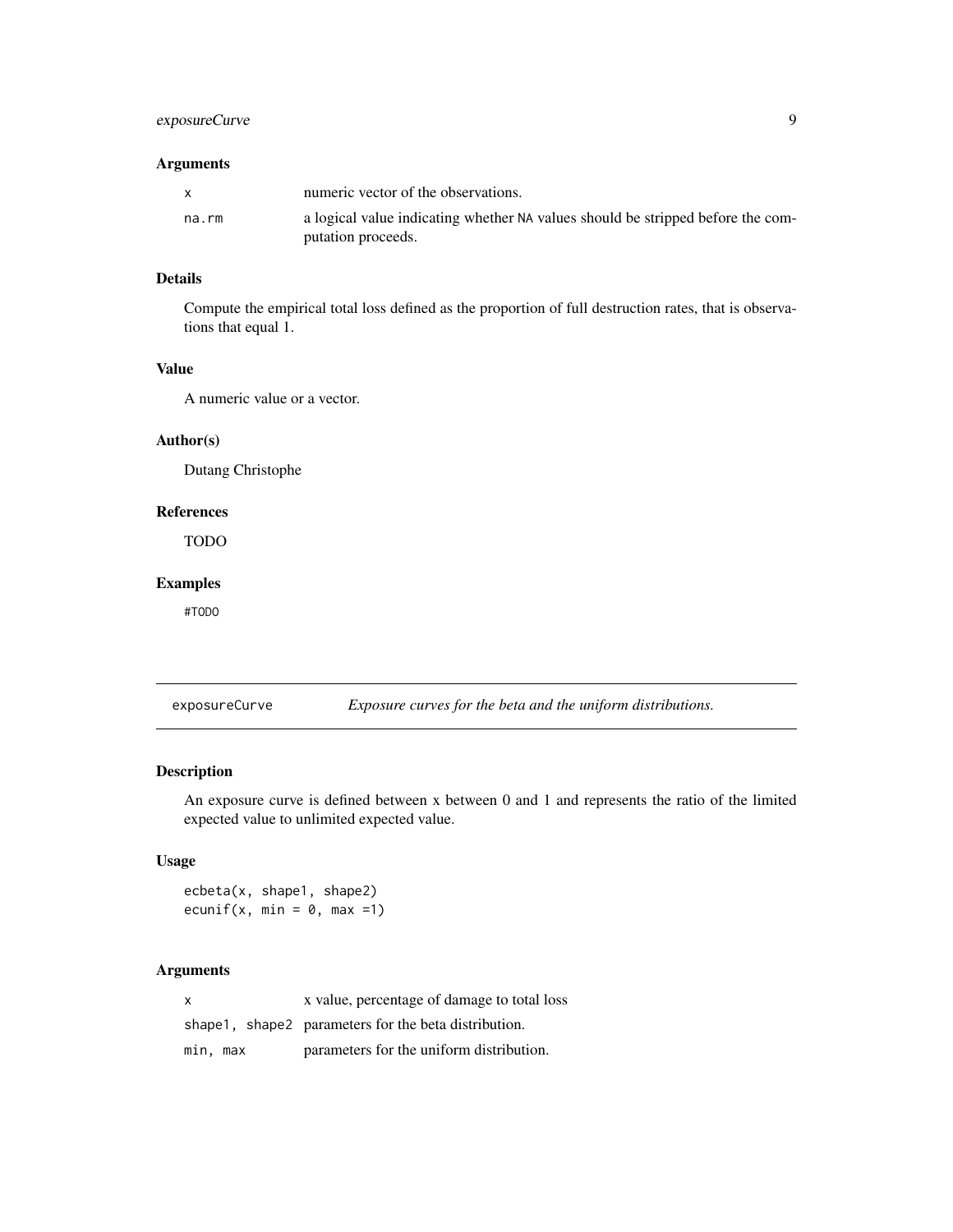### Arguments

| | |
|---|---|
| x | numeric vector of the observations. |
| na.rm | a logical value indicating whether NA values should be stripped before the computation proceeds. |

### Details

Compute the empirical total loss defined as the proportion of full destruction rates, that is observations that equal 1.

### Value

A numeric value or a vector.

### Author(s)

Dutang Christophe

### References

TODO

### Examples

```
#TODO
```

---

## exposureCurve — *Exposure curves for the beta and the uniform distributions.*

---

### Description

An exposure curve is defined between x between 0 and 1 and represents the ratio of the limited expected value to unlimited expected value.

### Usage

```
ecbeta(x, shape1, shape2)
ecunif(x, min = 0, max =1)
```

### Arguments

| | |
|---|---|
| x | x value, percentage of damage to total loss |
| shape1, shape2 | parameters for the beta distribution. |
| min, max | parameters for the uniform distribution. |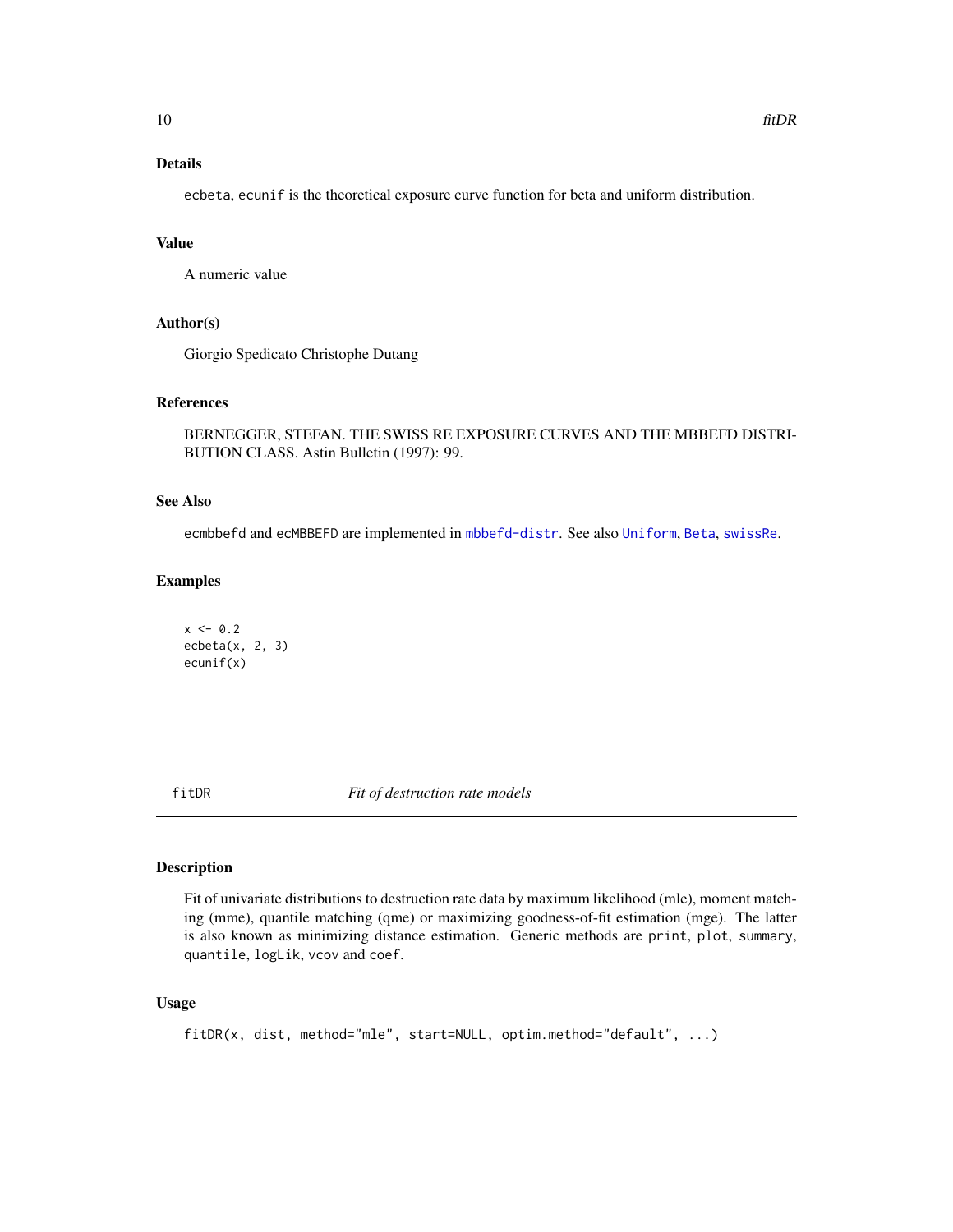### Details

ecbeta, ecunif is the theoretical exposure curve function for beta and uniform distribution.

### Value

A numeric value

### Author(s)

Giorgio Spedicato Christophe Dutang

### References

BERNEGGER, STEFAN. THE SWISS RE EXPOSURE CURVES AND THE MBBEFD DISTRIBUTION CLASS. Astin Bulletin (1997): 99.

### See Also

ecmbbefd and ecMBBEFD are implemented in mbbefd-distr. See also Uniform, Beta, swissRe.

### Examples

```
x <- 0.2
ecbeta(x, 2, 3)
ecunif(x)
```

---

## fitDR — *Fit of destruction rate models*

### Description

Fit of univariate distributions to destruction rate data by maximum likelihood (mle), moment matching (mme), quantile matching (qme) or maximizing goodness-of-fit estimation (mge). The latter is also known as minimizing distance estimation. Generic methods are print, plot, summary, quantile, logLik, vcov and coef.

### Usage

```
fitDR(x, dist, method="mle", start=NULL, optim.method="default", ...)
```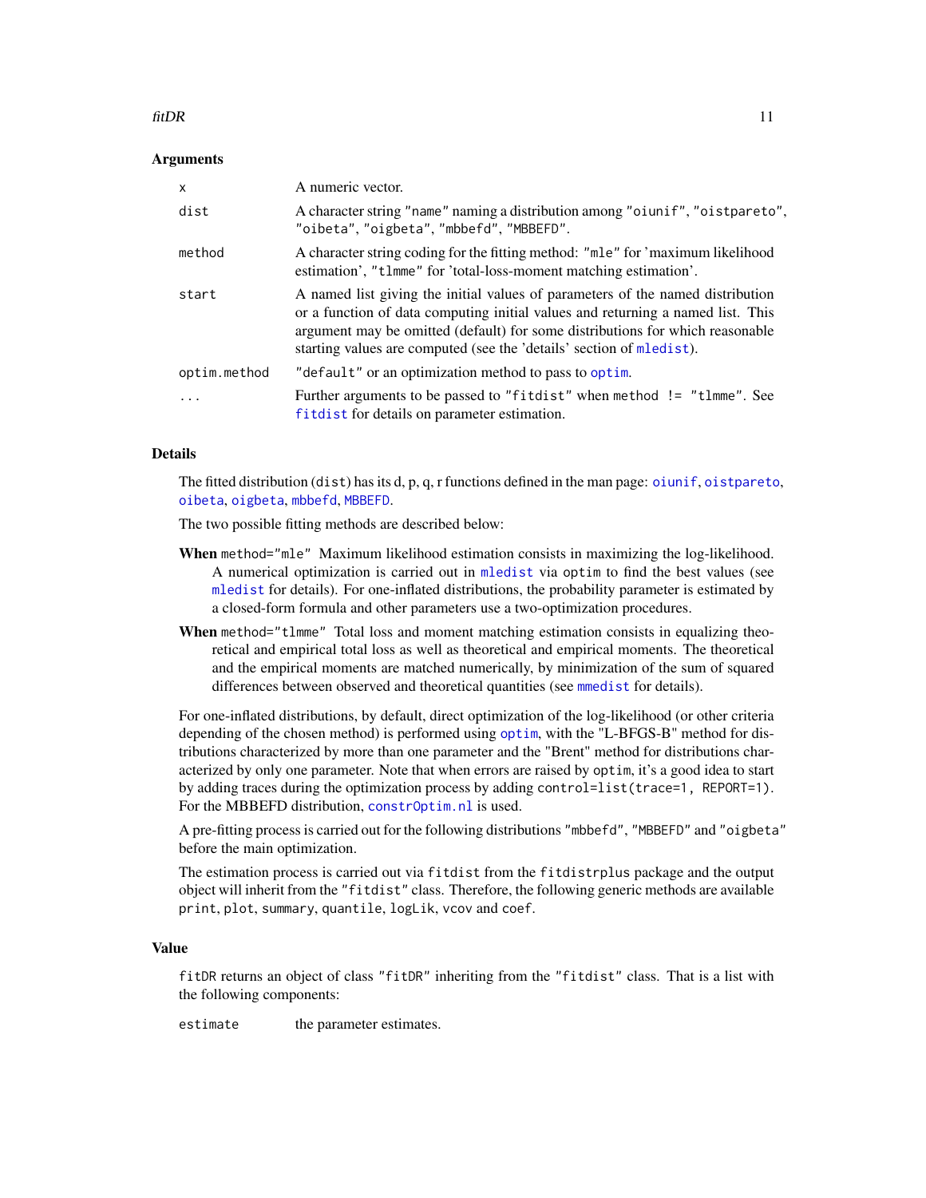### Arguments

| | |
|---|---|
| `x` | A numeric vector. |
| `dist` | A character string `"name"` naming a distribution among `"oiunif"`, `"oistpareto"`, `"oibeta"`, `"oigbeta"`, `"mbbefd"`, `"MBBEFD"`. |
| `method` | A character string coding for the fitting method: `"mle"` for 'maximum likelihood estimation', `"tlmme"` for 'total-loss-moment matching estimation'. |
| `start` | A named list giving the initial values of parameters of the named distribution or a function of data computing initial values and returning a named list. This argument may be omitted (default) for some distributions for which reasonable starting values are computed (see the 'details' section of `mledist`). |
| `optim.method` | `"default"` or an optimization method to pass to `optim`. |
| `...` | Further arguments to be passed to `"fitdist"` when `method != "tlmme"`. See `fitdist` for details on parameter estimation. |

### Details

The fitted distribution (`dist`) has its d, p, q, r functions defined in the man page: `oiunif`, `oistpareto`, `oibeta`, `oigbeta`, `mbbefd`, `MBBEFD`.

The two possible fitting methods are described below:

**When** `method="mle"` Maximum likelihood estimation consists in maximizing the log-likelihood. A numerical optimization is carried out in `mledist` via `optim` to find the best values (see `mledist` for details). For one-inflated distributions, the probability parameter is estimated by a closed-form formula and other parameters use a two-optimization procedures.

**When** `method="tlmme"` Total loss and moment matching estimation consists in equalizing theoretical and empirical total loss as well as theoretical and empirical moments. The theoretical and the empirical moments are matched numerically, by minimization of the sum of squared differences between observed and theoretical quantities (see `mmedist` for details).

For one-inflated distributions, by default, direct optimization of the log-likelihood (or other criteria depending of the chosen method) is performed using `optim`, with the "L-BFGS-B" method for distributions characterized by more than one parameter and the "Brent" method for distributions characterized by only one parameter. Note that when errors are raised by `optim`, it's a good idea to start by adding traces during the optimization process by adding `control=list(trace=1, REPORT=1)`. For the MBBEFD distribution, `constrOptim.nl` is used.

A pre-fitting process is carried out for the following distributions `"mbbefd"`, `"MBBEFD"` and `"oigbeta"` before the main optimization.

The estimation process is carried out via `fitdist` from the `fitdistrplus` package and the output object will inherit from the `"fitdist"` class. Therefore, the following generic methods are available `print`, `plot`, `summary`, `quantile`, `logLik`, `vcov` and `coef`.

### Value

`fitDR` returns an object of class `"fitDR"` inheriting from the `"fitdist"` class. That is a list with the following components:

| | |
|---|---|
| `estimate` | the parameter estimates. |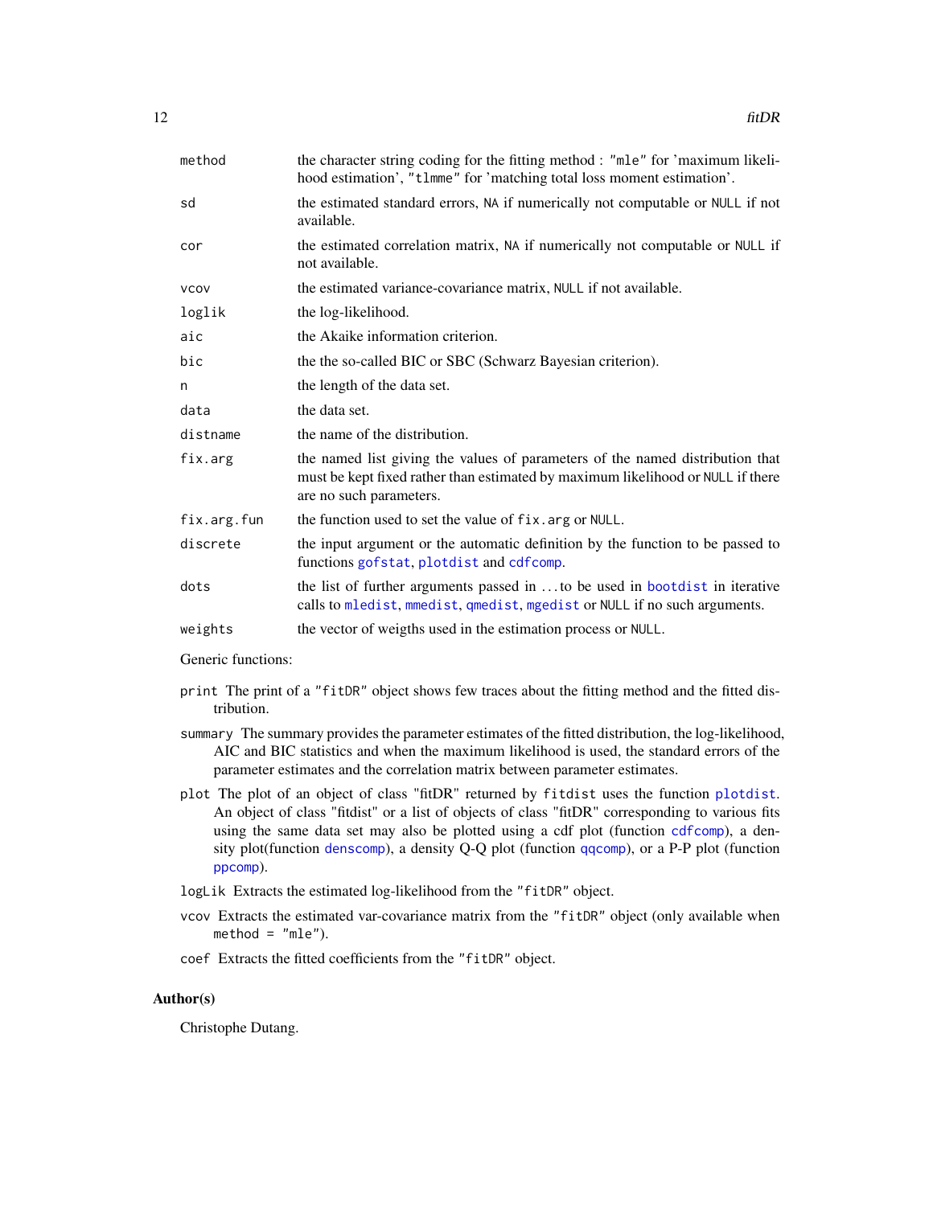| | |
|---|---|
| `method` | the character string coding for the fitting method : `"mle"` for 'maximum likelihood estimation', `"tlmme"` for 'matching total loss moment estimation'. |
| `sd` | the estimated standard errors, `NA` if numerically not computable or `NULL` if not available. |
| `cor` | the estimated correlation matrix, `NA` if numerically not computable or `NULL` if not available. |
| `vcov` | the estimated variance-covariance matrix, `NULL` if not available. |
| `loglik` | the log-likelihood. |
| `aic` | the Akaike information criterion. |
| `bic` | the the so-called BIC or SBC (Schwarz Bayesian criterion). |
| `n` | the length of the data set. |
| `data` | the data set. |
| `distname` | the name of the distribution. |
| `fix.arg` | the named list giving the values of parameters of the named distribution that must be kept fixed rather than estimated by maximum likelihood or `NULL` if there are no such parameters. |
| `fix.arg.fun` | the function used to set the value of `fix.arg` or `NULL`. |
| `discrete` | the input argument or the automatic definition by the function to be passed to functions `gofstat`, `plotdist` and `cdfcomp`. |
| `dots` | the list of further arguments passed in ... to be used in `bootdist` in iterative calls to `mledist`, `mmedist`, `qmedist`, `mgedist` or `NULL` if no such arguments. |
| `weights` | the vector of weigths used in the estimation process or `NULL`. |

Generic functions:

`print` The print of a `"fitDR"` object shows few traces about the fitting method and the fitted distribution.

`summary` The summary provides the parameter estimates of the fitted distribution, the log-likelihood, AIC and BIC statistics and when the maximum likelihood is used, the standard errors of the parameter estimates and the correlation matrix between parameter estimates.

`plot` The plot of an object of class "fitDR" returned by `fitdist` uses the function `plotdist`. An object of class "fitdist" or a list of objects of class "fitDR" corresponding to various fits using the same data set may also be plotted using a cdf plot (function `cdfcomp`), a density plot(function `denscomp`), a density Q-Q plot (function `qqcomp`), or a P-P plot (function `ppcomp`).

`logLik` Extracts the estimated log-likelihood from the `"fitDR"` object.

`vcov` Extracts the estimated var-covariance matrix from the `"fitDR"` object (only available when `method = "mle"`).

`coef` Extracts the fitted coefficients from the `"fitDR"` object.

## Author(s)

Christophe Dutang.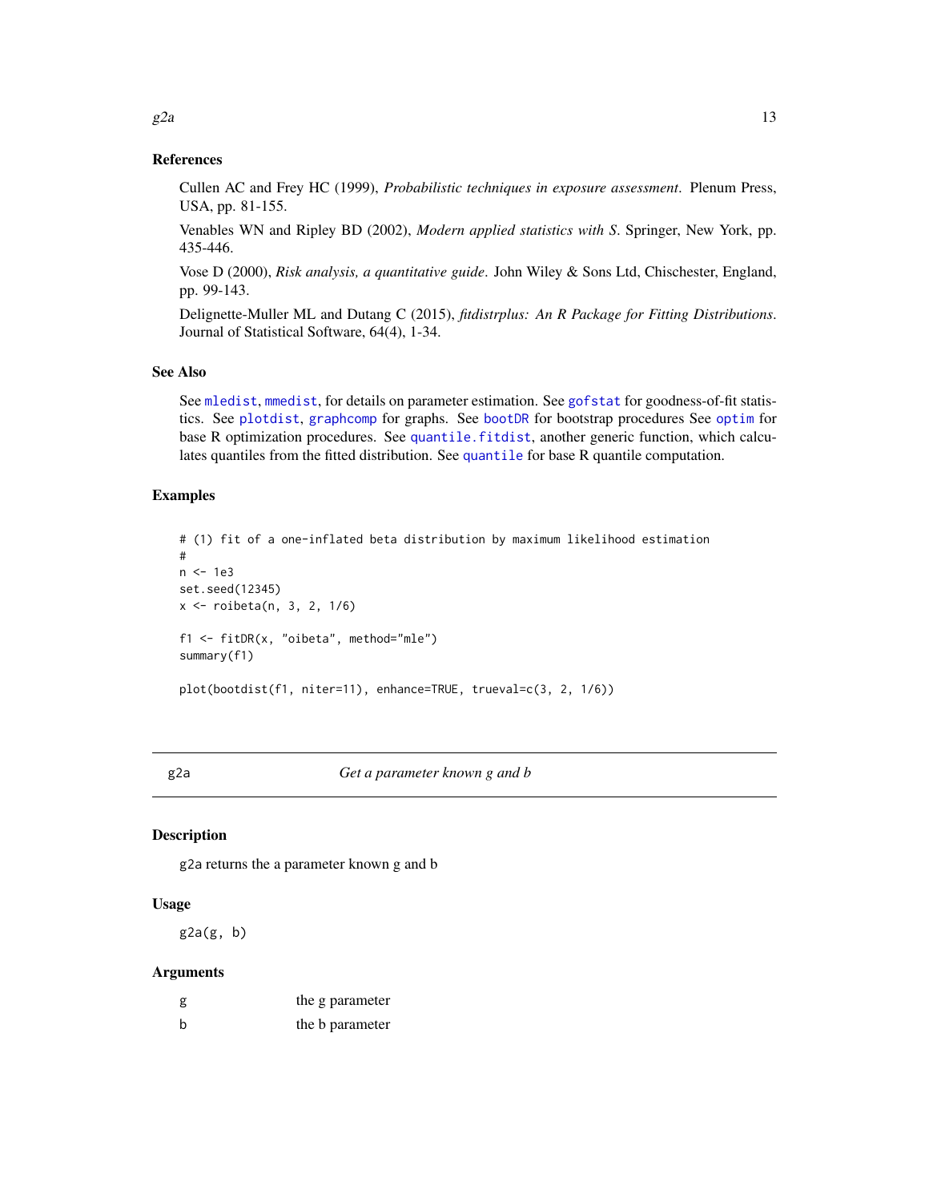### References

Cullen AC and Frey HC (1999), *Probabilistic techniques in exposure assessment*. Plenum Press, USA, pp. 81-155.

Venables WN and Ripley BD (2002), *Modern applied statistics with S*. Springer, New York, pp. 435-446.

Vose D (2000), *Risk analysis, a quantitative guide*. John Wiley & Sons Ltd, Chischester, England, pp. 99-143.

Delignette-Muller ML and Dutang C (2015), *fitdistrplus: An R Package for Fitting Distributions*. Journal of Statistical Software, 64(4), 1-34.

### See Also

See mledist, mmedist, for details on parameter estimation. See gofstat for goodness-of-fit statistics. See plotdist, graphcomp for graphs. See bootDR for bootstrap procedures See optim for base R optimization procedures. See quantile.fitdist, another generic function, which calculates quantiles from the fitted distribution. See quantile for base R quantile computation.

### Examples

```
# (1) fit of a one-inflated beta distribution by maximum likelihood estimation
#
n <- 1e3
set.seed(12345)
x <- roibeta(n, 3, 2, 1/6)

f1 <- fitDR(x, "oibeta", method="mle")
summary(f1)

plot(bootdist(f1, niter=11), enhance=TRUE, trueval=c(3, 2, 1/6))
```

---

## g2a — *Get a parameter known g and b*

### Description

g2a returns the a parameter known g and b

### Usage

```
g2a(g, b)
```

### Arguments

| | |
|---|---|
| g | the g parameter |
| b | the b parameter |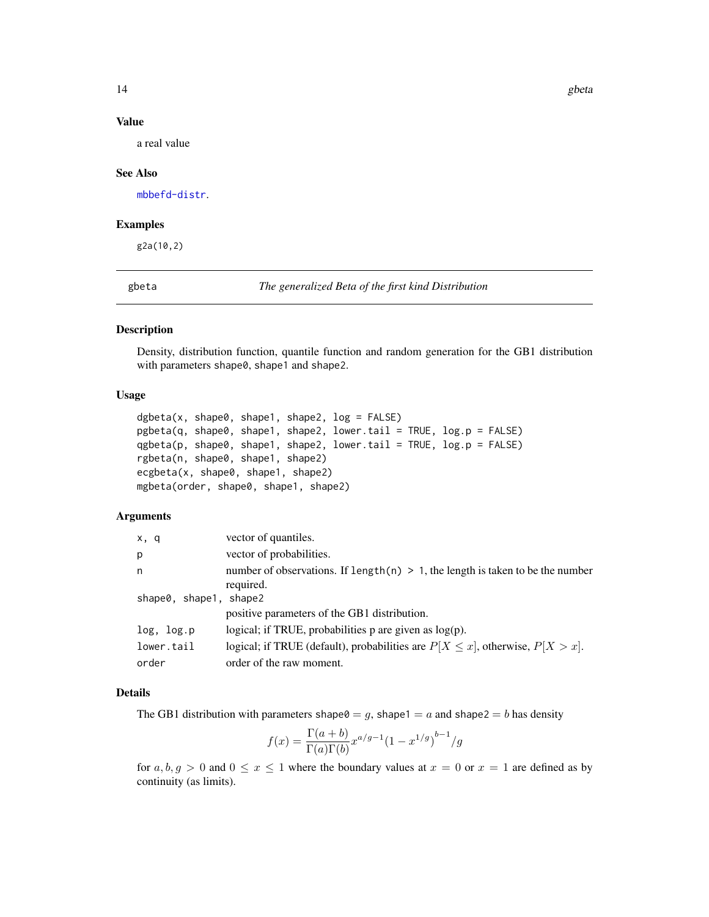### Value

a real value

### See Also

mbbefd-distr.

### Examples

```
g2a(10,2)
```

---

## gbeta — *The generalized Beta of the first kind Distribution*

---

### Description

Density, distribution function, quantile function and random generation for the GB1 distribution with parameters shape0, shape1 and shape2.

### Usage

```
dgbeta(x, shape0, shape1, shape2, log = FALSE)
pgbeta(q, shape0, shape1, shape2, lower.tail = TRUE, log.p = FALSE)
qgbeta(p, shape0, shape1, shape2, lower.tail = TRUE, log.p = FALSE)
rgbeta(n, shape0, shape1, shape2)
ecgbeta(x, shape0, shape1, shape2)
mgbeta(order, shape0, shape1, shape2)
```

### Arguments

| | |
|---|---|
| x, q | vector of quantiles. |
| p | vector of probabilities. |
| n | number of observations. If length(n) > 1, the length is taken to be the number required. |
| shape0, shape1, shape2 | positive parameters of the GB1 distribution. |
| log, log.p | logical; if TRUE, probabilities p are given as log(p). |
| lower.tail | logical; if TRUE (default), probabilities are $P[X \le x]$, otherwise, $P[X > x]$. |
| order | order of the raw moment. |

### Details

The GB1 distribution with parameters shape0 $= g$, shape1 $= a$ and shape2 $= b$ has density

$$f(x) = \frac{\Gamma(a+b)}{\Gamma(a)\Gamma(b)} x^{a/g-1} (1 - x^{1/g})^{b-1} / g$$

for $a, b, g > 0$ and $0 \le x \le 1$ where the boundary values at $x = 0$ or $x = 1$ are defined as by continuity (as limits).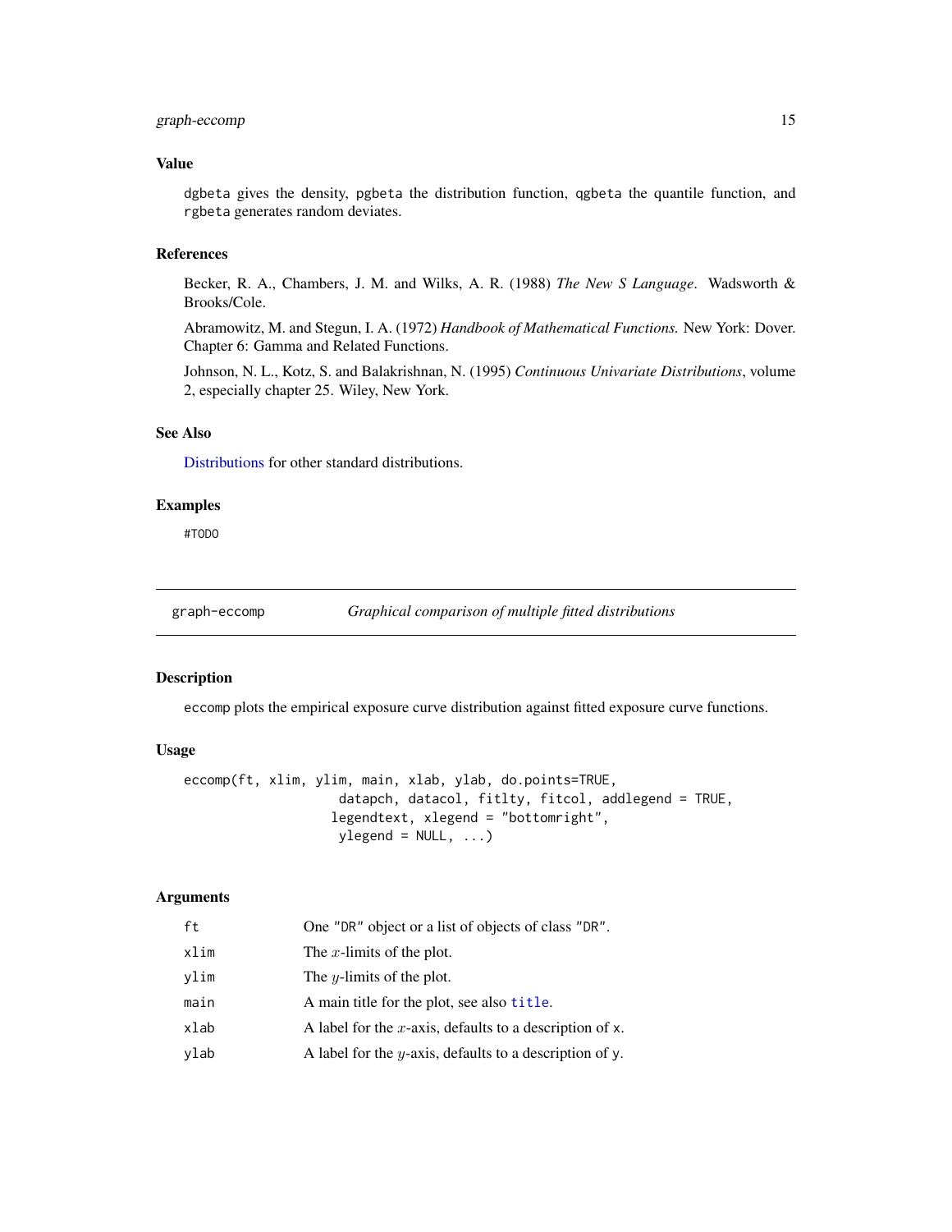## Value

dgbeta gives the density, pgbeta the distribution function, qgbeta the quantile function, and rgbeta generates random deviates.

## References

Becker, R. A., Chambers, J. M. and Wilks, A. R. (1988) *The New S Language*. Wadsworth & Brooks/Cole.

Abramowitz, M. and Stegun, I. A. (1972) *Handbook of Mathematical Functions.* New York: Dover. Chapter 6: Gamma and Related Functions.

Johnson, N. L., Kotz, S. and Balakrishnan, N. (1995) *Continuous Univariate Distributions*, volume 2, especially chapter 25. Wiley, New York.

## See Also

Distributions for other standard distributions.

## Examples

```
#TODO
```

---

# graph-eccomp — *Graphical comparison of multiple fitted distributions*

## Description

eccomp plots the empirical exposure curve distribution against fitted exposure curve functions.

## Usage

```
eccomp(ft, xlim, ylim, main, xlab, ylab, do.points=TRUE,
                    datapch, datacol, fitlty, fitcol, addlegend = TRUE,
                   legendtext, xlegend = "bottomright",
                    ylegend = NULL, ...)
```

## Arguments

| | |
|---|---|
| ft | One "DR" object or a list of objects of class "DR". |
| xlim | The $x$-limits of the plot. |
| ylim | The $y$-limits of the plot. |
| main | A main title for the plot, see also title. |
| xlab | A label for the $x$-axis, defaults to a description of x. |
| ylab | A label for the $y$-axis, defaults to a description of y. |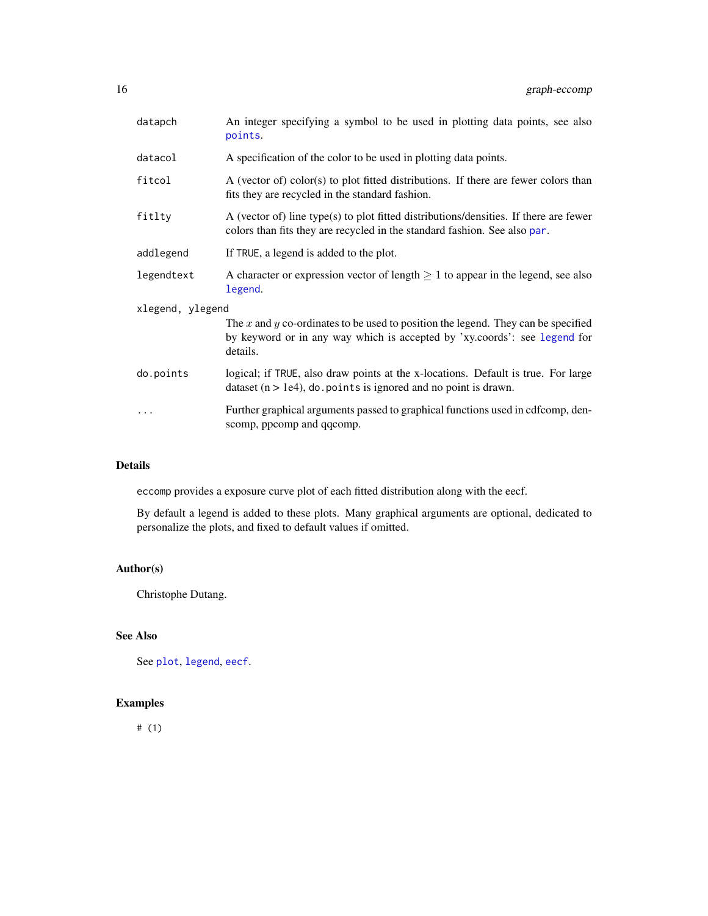| | |
|---|---|
| `datapch` | An integer specifying a symbol to be used in plotting data points, see also `points`. |
| `datacol` | A specification of the color to be used in plotting data points. |
| `fitcol` | A (vector of) color(s) to plot fitted distributions. If there are fewer colors than fits they are recycled in the standard fashion. |
| `fitlty` | A (vector of) line type(s) to plot fitted distributions/densities. If there are fewer colors than fits they are recycled in the standard fashion. See also `par`. |
| `addlegend` | If `TRUE`, a legend is added to the plot. |
| `legendtext` | A character or expression vector of length $\geq 1$ to appear in the legend, see also `legend`. |
| `xlegend, ylegend` | The $x$ and $y$ co-ordinates to be used to position the legend. They can be specified by keyword or in any way which is accepted by 'xy.coords': see `legend` for details. |
| `do.points` | logical; if `TRUE`, also draw points at the x-locations. Default is true. For large dataset (n > 1e4), `do.points` is ignored and no point is drawn. |
| `...` | Further graphical arguments passed to graphical functions used in cdfcomp, denscomp, ppcomp and qqcomp. |

## Details

`eccomp` provides a exposure curve plot of each fitted distribution along with the eecf.

By default a legend is added to these plots. Many graphical arguments are optional, dedicated to personalize the plots, and fixed to default values if omitted.

## Author(s)

Christophe Dutang.

## See Also

See `plot`, `legend`, `eecf`.

## Examples

```
# (1)
```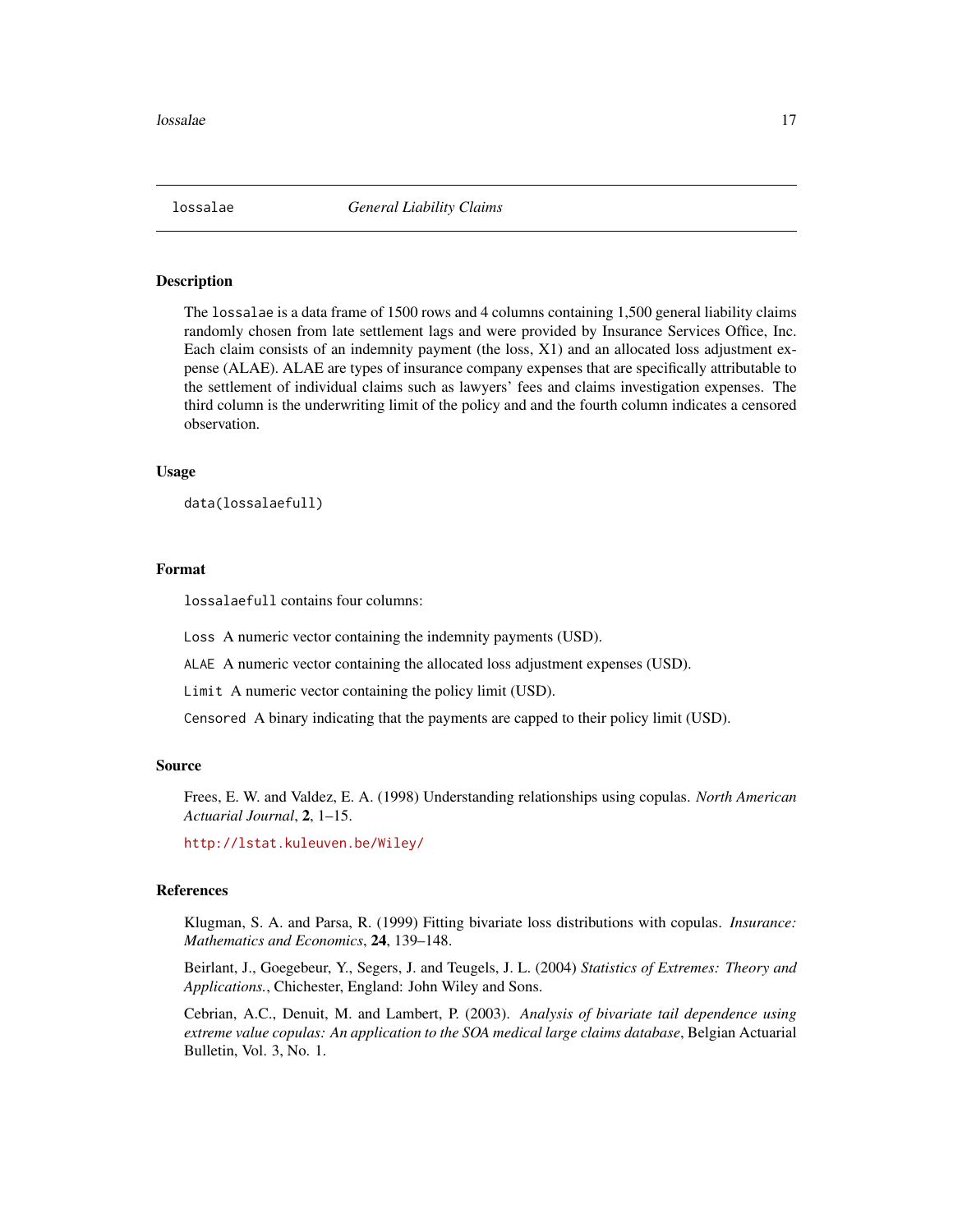lossalae *General Liability Claims*

## Description

The lossalae is a data frame of 1500 rows and 4 columns containing 1,500 general liability claims randomly chosen from late settlement lags and were provided by Insurance Services Office, Inc. Each claim consists of an indemnity payment (the loss, X1) and an allocated loss adjustment expense (ALAE). ALAE are types of insurance company expenses that are specifically attributable to the settlement of individual claims such as lawyers' fees and claims investigation expenses. The third column is the underwriting limit of the policy and and the fourth column indicates a censored observation.

## Usage

```
data(lossalaefull)
```

## Format

lossalaefull contains four columns:

`Loss` A numeric vector containing the indemnity payments (USD).

`ALAE` A numeric vector containing the allocated loss adjustment expenses (USD).

`Limit` A numeric vector containing the policy limit (USD).

`Censored` A binary indicating that the payments are capped to their policy limit (USD).

## Source

Frees, E. W. and Valdez, E. A. (1998) Understanding relationships using copulas. *North American Actuarial Journal*, **2**, 1–15.

http://lstat.kuleuven.be/Wiley/

## References

Klugman, S. A. and Parsa, R. (1999) Fitting bivariate loss distributions with copulas. *Insurance: Mathematics and Economics*, **24**, 139–148.

Beirlant, J., Goegebeur, Y., Segers, J. and Teugels, J. L. (2004) *Statistics of Extremes: Theory and Applications.*, Chichester, England: John Wiley and Sons.

Cebrian, A.C., Denuit, M. and Lambert, P. (2003). *Analysis of bivariate tail dependence using extreme value copulas: An application to the SOA medical large claims database*, Belgian Actuarial Bulletin, Vol. 3, No. 1.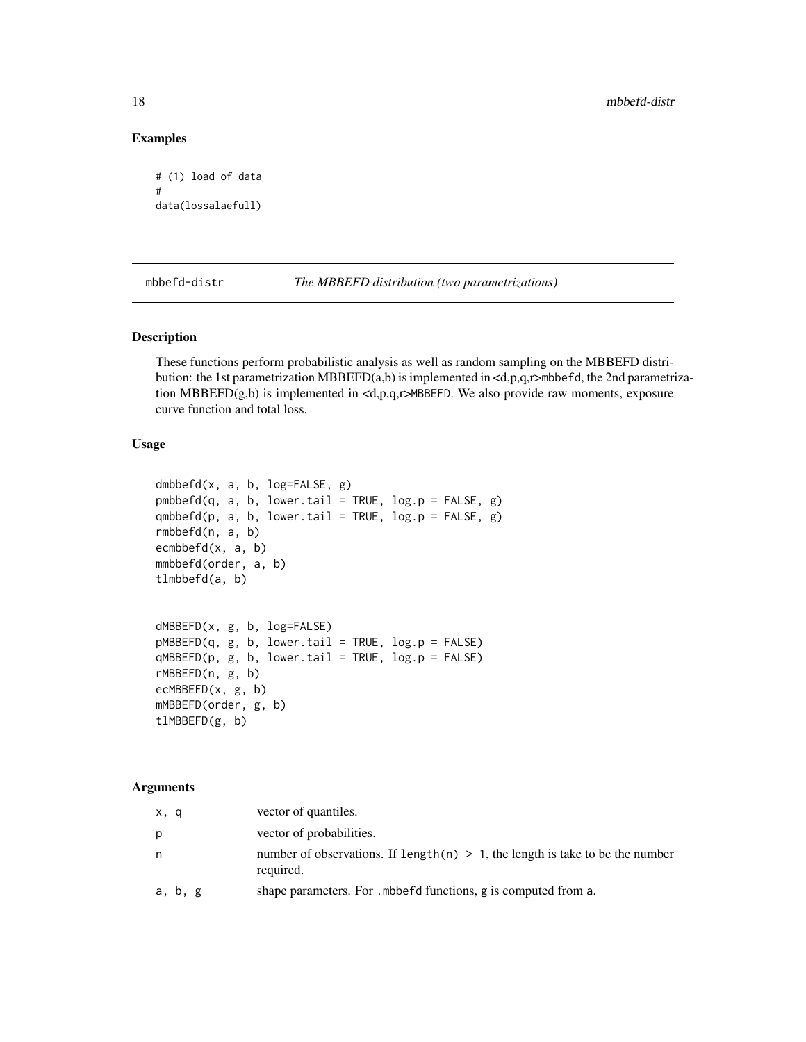## Examples

```
# (1) load of data
#
data(lossalaefull)
```

---

## mbbefd-distr — *The MBBEFD distribution (two parametrizations)*

### Description

These functions perform probabilistic analysis as well as random sampling on the MBBEFD distribution: the 1st parametrization MBBEFD(a,b) is implemented in <d,p,q,r>mbbefd, the 2nd parametrization MBBEFD(g,b) is implemented in <d,p,q,r>MBBEFD. We also provide raw moments, exposure curve function and total loss.

### Usage

```
dmbbefd(x, a, b, log=FALSE, g)
pmbbefd(q, a, b, lower.tail = TRUE, log.p = FALSE, g)
qmbbefd(p, a, b, lower.tail = TRUE, log.p = FALSE, g)
rmbbefd(n, a, b)
ecmbbefd(x, a, b)
mmbbefd(order, a, b)
tlmbbefd(a, b)


dMBBEFD(x, g, b, log=FALSE)
pMBBEFD(q, g, b, lower.tail = TRUE, log.p = FALSE)
qMBBEFD(p, g, b, lower.tail = TRUE, log.p = FALSE)
rMBBEFD(n, g, b)
ecMBBEFD(x, g, b)
mMBBEFD(order, g, b)
tlMBBEFD(g, b)
```

### Arguments

| | |
|---|---|
| x, q | vector of quantiles. |
| p | vector of probabilities. |
| n | number of observations. If length(n) > 1, the length is take to be the number required. |
| a, b, g | shape parameters. For .mbbefd functions, g is computed from a. |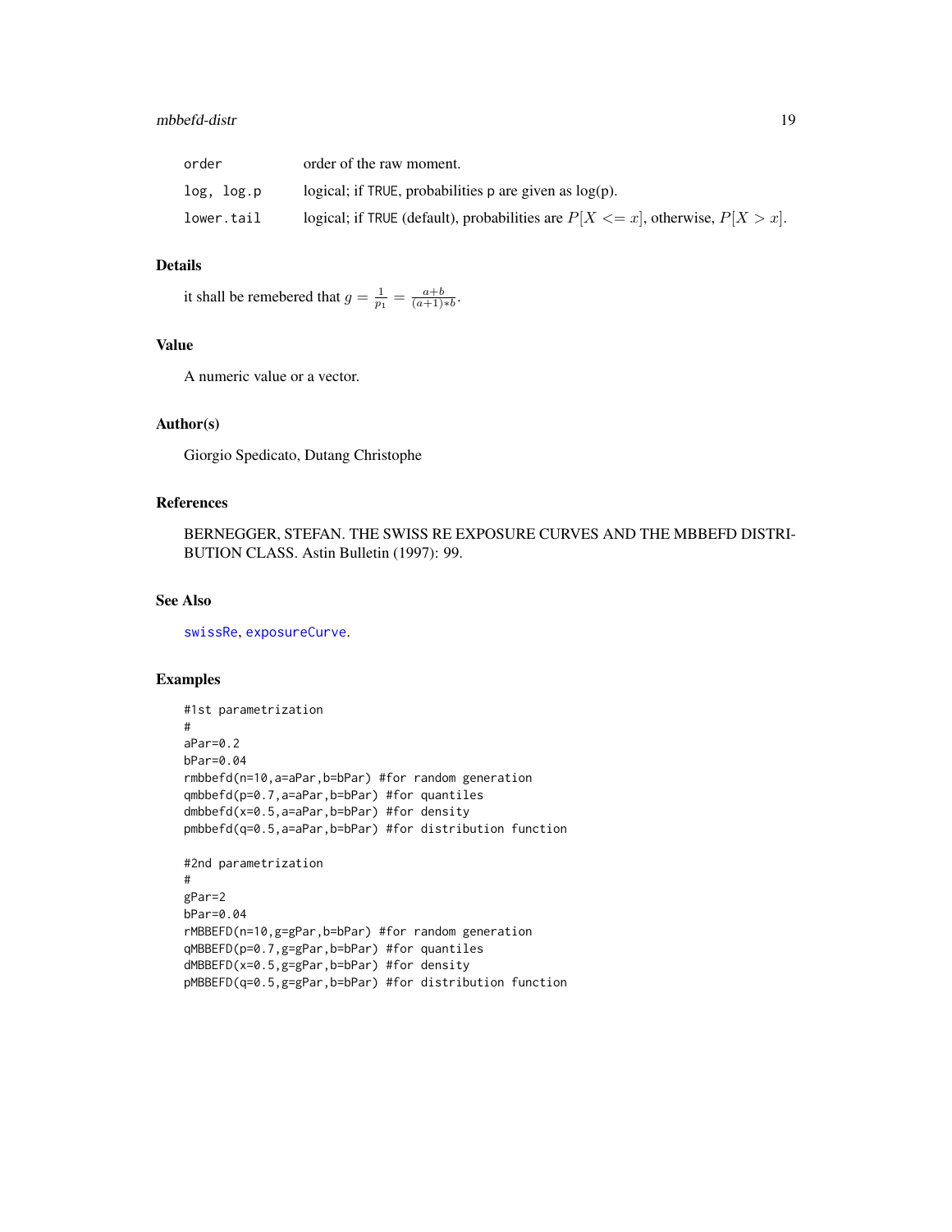| | |
|---|---|
| order | order of the raw moment. |
| log, log.p | logical; if TRUE, probabilities p are given as log(p). |
| lower.tail | logical; if TRUE (default), probabilities are $P[X <= x]$, otherwise, $P[X > x]$. |

## Details

it shall be remebered that $g = \frac{1}{p_1} = \frac{a+b}{(a+1)*b}$.

## Value

A numeric value or a vector.

## Author(s)

Giorgio Spedicato, Dutang Christophe

## References

BERNEGGER, STEFAN. THE SWISS RE EXPOSURE CURVES AND THE MBBEFD DISTRIBUTION CLASS. Astin Bulletin (1997): 99.

## See Also

swissRe, exposureCurve.

## Examples

```
#1st parametrization
#
aPar=0.2
bPar=0.04
rmbbefd(n=10,a=aPar,b=bPar) #for random generation
qmbbefd(p=0.7,a=aPar,b=bPar) #for quantiles
dmbbefd(x=0.5,a=aPar,b=bPar) #for density
pmbbefd(q=0.5,a=aPar,b=bPar) #for distribution function

#2nd parametrization
#
gPar=2
bPar=0.04
rMBBEFD(n=10,g=gPar,b=bPar) #for random generation
qMBBEFD(p=0.7,g=gPar,b=bPar) #for quantiles
dMBBEFD(x=0.5,g=gPar,b=bPar) #for density
pMBBEFD(q=0.5,g=gPar,b=bPar) #for distribution function
```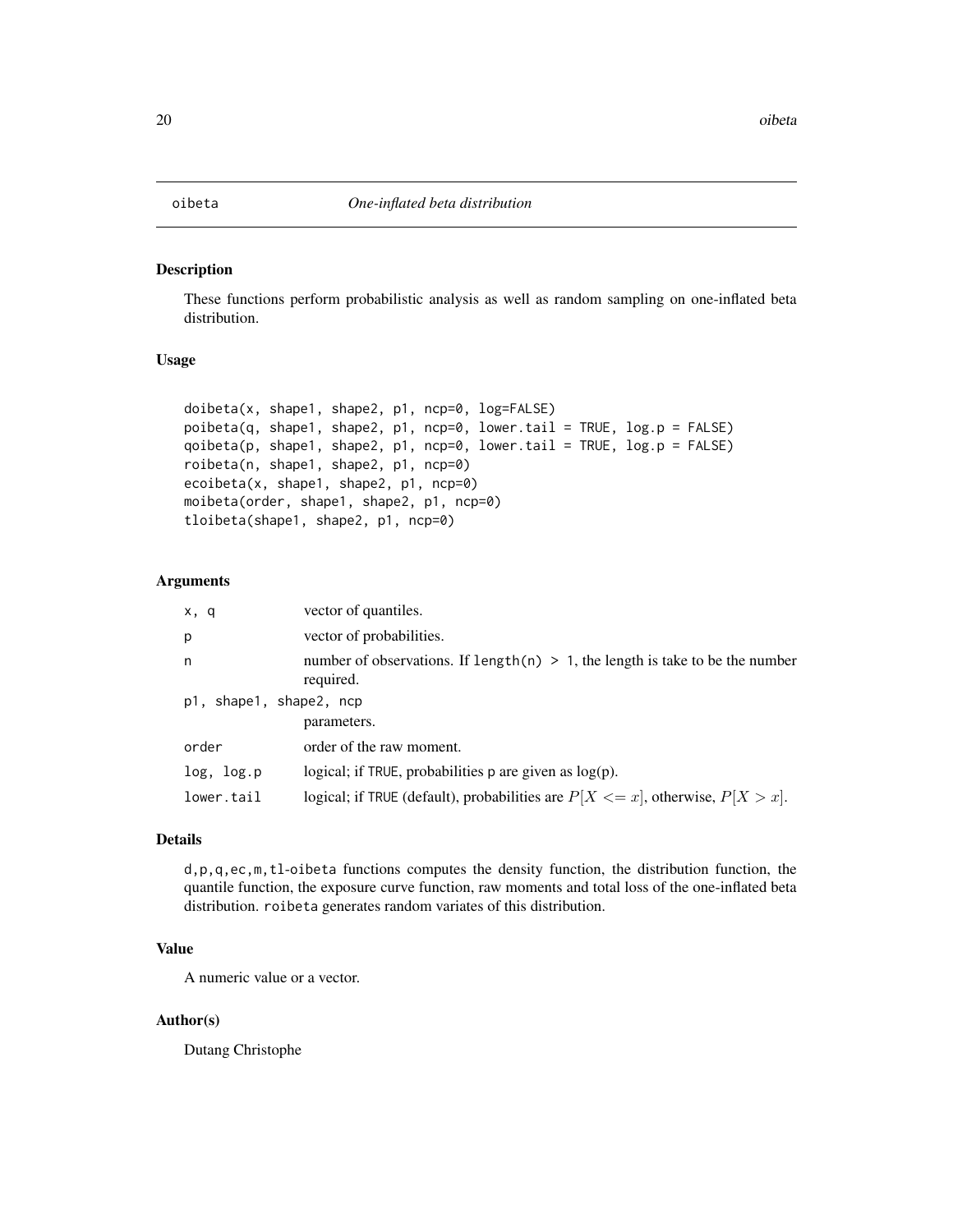## oibeta *One-inflated beta distribution*

### Description

These functions perform probabilistic analysis as well as random sampling on one-inflated beta distribution.

### Usage

```
doibeta(x, shape1, shape2, p1, ncp=0, log=FALSE)
poibeta(q, shape1, shape2, p1, ncp=0, lower.tail = TRUE, log.p = FALSE)
qoibeta(p, shape1, shape2, p1, ncp=0, lower.tail = TRUE, log.p = FALSE)
roibeta(n, shape1, shape2, p1, ncp=0)
ecoibeta(x, shape1, shape2, p1, ncp=0)
moibeta(order, shape1, shape2, p1, ncp=0)
tloibeta(shape1, shape2, p1, ncp=0)
```

### Arguments

| | |
|---|---|
| `x, q` | vector of quantiles. |
| `p` | vector of probabilities. |
| `n` | number of observations. If `length(n) > 1`, the length is take to be the number required. |
| `p1, shape1, shape2, ncp` | parameters. |
| `order` | order of the raw moment. |
| `log, log.p` | logical; if `TRUE`, probabilities `p` are given as log(p). |
| `lower.tail` | logical; if `TRUE` (default), probabilities are $P[X <= x]$, otherwise, $P[X > x]$. |

### Details

`d,p,q,ec,m,tl-oibeta` functions computes the density function, the distribution function, the quantile function, the exposure curve function, raw moments and total loss of the one-inflated beta distribution. `roibeta` generates random variates of this distribution.

### Value

A numeric value or a vector.

### Author(s)

Dutang Christophe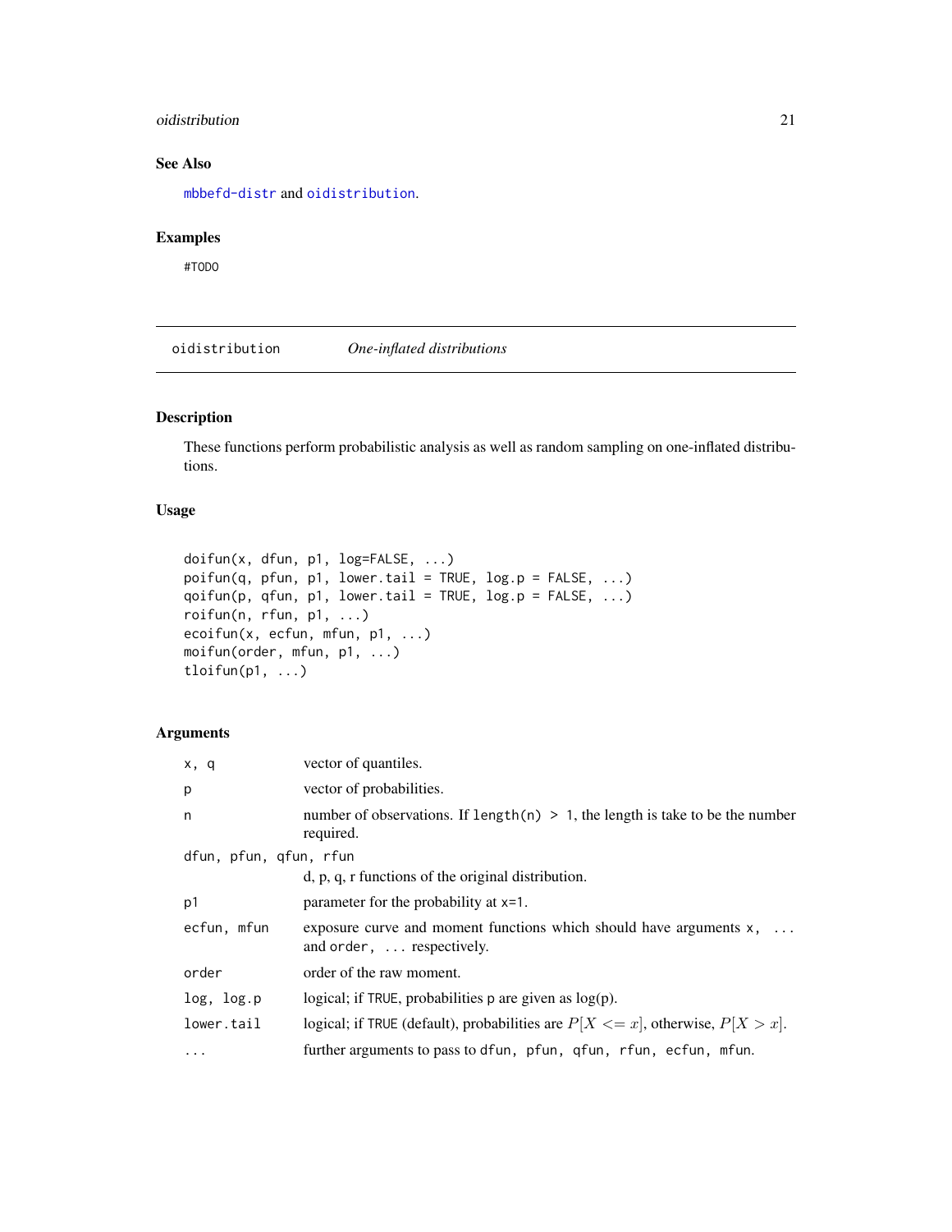### See Also

mbbefd-distr and oidistribution.

### Examples

```
#TODO
```

## oidistribution — *One-inflated distributions*

### Description

These functions perform probabilistic analysis as well as random sampling on one-inflated distributions.

### Usage

```
doifun(x, dfun, p1, log=FALSE, ...)
poifun(q, pfun, p1, lower.tail = TRUE, log.p = FALSE, ...)
qoifun(p, qfun, p1, lower.tail = TRUE, log.p = FALSE, ...)
roifun(n, rfun, p1, ...)
ecoifun(x, ecfun, mfun, p1, ...)
moifun(order, mfun, p1, ...)
tloifun(p1, ...)
```

### Arguments

| | |
|---|---|
| `x, q` | vector of quantiles. |
| `p` | vector of probabilities. |
| `n` | number of observations. If `length(n) > 1`, the length is take to be the number required. |
| `dfun, pfun, qfun, rfun` | d, p, q, r functions of the original distribution. |
| `p1` | parameter for the probability at `x=1`. |
| `ecfun, mfun` | exposure curve and moment functions which should have arguments `x, ...` and `order, ...` respectively. |
| `order` | order of the raw moment. |
| `log, log.p` | logical; if `TRUE`, probabilities `p` are given as log(p). |
| `lower.tail` | logical; if `TRUE` (default), probabilities are $P[X <= x]$, otherwise, $P[X > x]$. |
| `...` | further arguments to pass to `dfun, pfun, qfun, rfun, ecfun, mfun`. |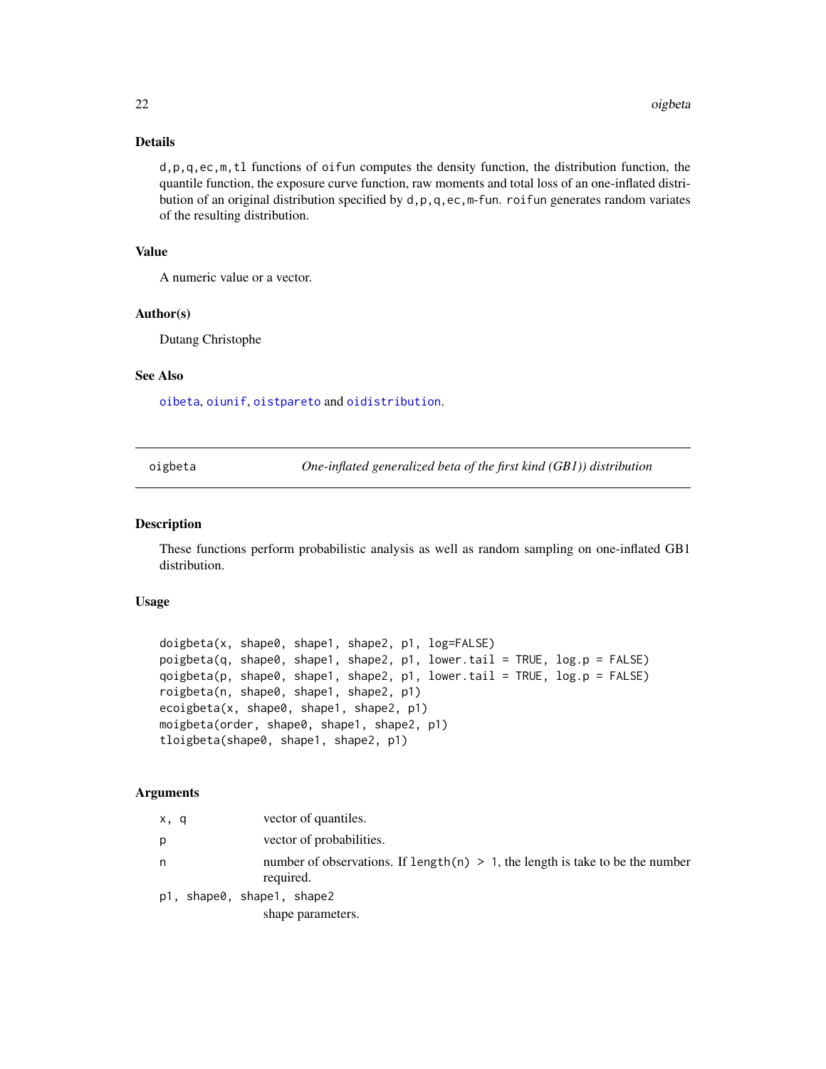### Details

d,p,q,ec,m,tl functions of oifun computes the density function, the distribution function, the quantile function, the exposure curve function, raw moments and total loss of an one-inflated distribution of an original distribution specified by d,p,q,ec,m-fun. roifun generates random variates of the resulting distribution.

### Value

A numeric value or a vector.

### Author(s)

Dutang Christophe

### See Also

oibeta, oiunif, oistpareto and oidistribution.

---

## oigbeta — *One-inflated generalized beta of the first kind (GB1)) distribution*

---

### Description

These functions perform probabilistic analysis as well as random sampling on one-inflated GB1 distribution.

### Usage

```
doigbeta(x, shape0, shape1, shape2, p1, log=FALSE)
poigbeta(q, shape0, shape1, shape2, p1, lower.tail = TRUE, log.p = FALSE)
qoigbeta(p, shape0, shape1, shape2, p1, lower.tail = TRUE, log.p = FALSE)
roigbeta(n, shape0, shape1, shape2, p1)
ecoigbeta(x, shape0, shape1, shape2, p1)
moigbeta(order, shape0, shape1, shape2, p1)
tloigbeta(shape0, shape1, shape2, p1)
```

### Arguments

| | |
|---|---|
| x, q | vector of quantiles. |
| p | vector of probabilities. |
| n | number of observations. If length(n) > 1, the length is take to be the number required. |
| p1, shape0, shape1, shape2 | shape parameters. |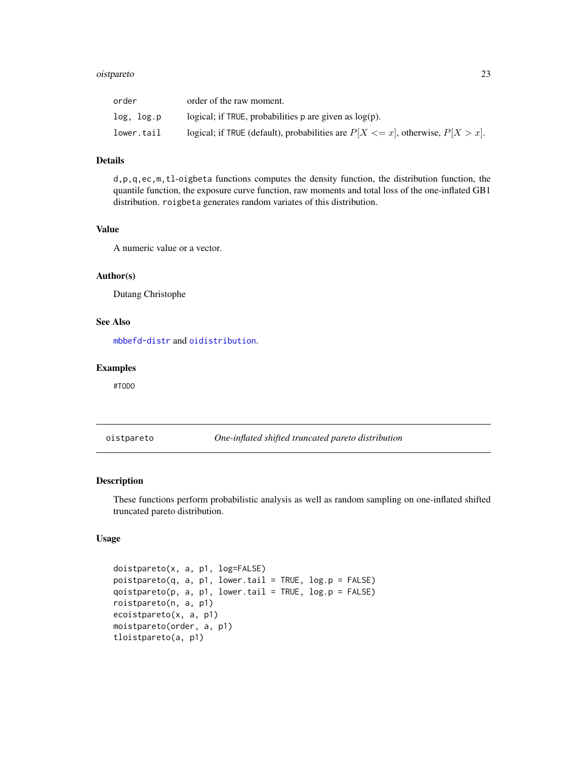| | |
|---|---|
| order | order of the raw moment. |
| log, log.p | logical; if TRUE, probabilities p are given as log(p). |
| lower.tail | logical; if TRUE (default), probabilities are $P[X <= x]$, otherwise, $P[X > x]$. |

## Details

d,p,q,ec,m,tl-oigbeta functions computes the density function, the distribution function, the quantile function, the exposure curve function, raw moments and total loss of the one-inflated GB1 distribution. roigbeta generates random variates of this distribution.

## Value

A numeric value or a vector.

## Author(s)

Dutang Christophe

## See Also

mbbefd-distr and oidistribution.

## Examples

```
#TODO
```

---

# oistpareto — *One-inflated shifted truncated pareto distribution*

## Description

These functions perform probabilistic analysis as well as random sampling on one-inflated shifted truncated pareto distribution.

## Usage

```
doistpareto(x, a, p1, log=FALSE)
poistpareto(q, a, p1, lower.tail = TRUE, log.p = FALSE)
qoistpareto(p, a, p1, lower.tail = TRUE, log.p = FALSE)
roistpareto(n, a, p1)
ecoistpareto(x, a, p1)
moistpareto(order, a, p1)
tloistpareto(a, p1)
```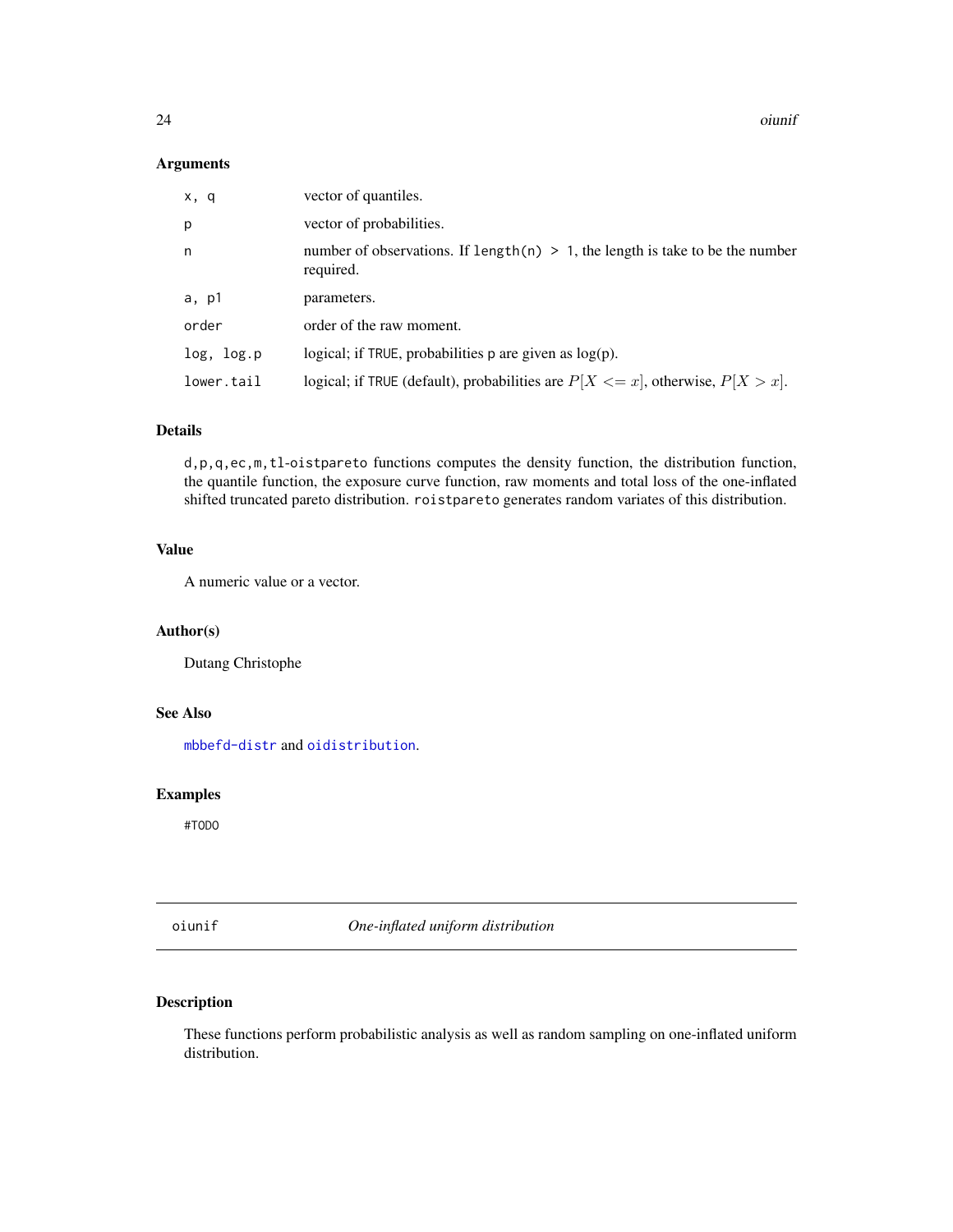### Arguments

| | |
|---|---|
| `x, q` | vector of quantiles. |
| `p` | vector of probabilities. |
| `n` | number of observations. If `length(n) > 1`, the length is take to be the number required. |
| `a, p1` | parameters. |
| `order` | order of the raw moment. |
| `log, log.p` | logical; if `TRUE`, probabilities p are given as log(p). |
| `lower.tail` | logical; if `TRUE` (default), probabilities are $P[X <= x]$, otherwise, $P[X > x]$. |

### Details

`d,p,q,ec,m,tl-oistpareto` functions computes the density function, the distribution function, the quantile function, the exposure curve function, raw moments and total loss of the one-inflated shifted truncated pareto distribution. `roistpareto` generates random variates of this distribution.

### Value

A numeric value or a vector.

### Author(s)

Dutang Christophe

### See Also

`mbbefd-distr` and `oidistribution`.

### Examples

```
#TODO
```

---

## oiunif — *One-inflated uniform distribution*

### Description

These functions perform probabilistic analysis as well as random sampling on one-inflated uniform distribution.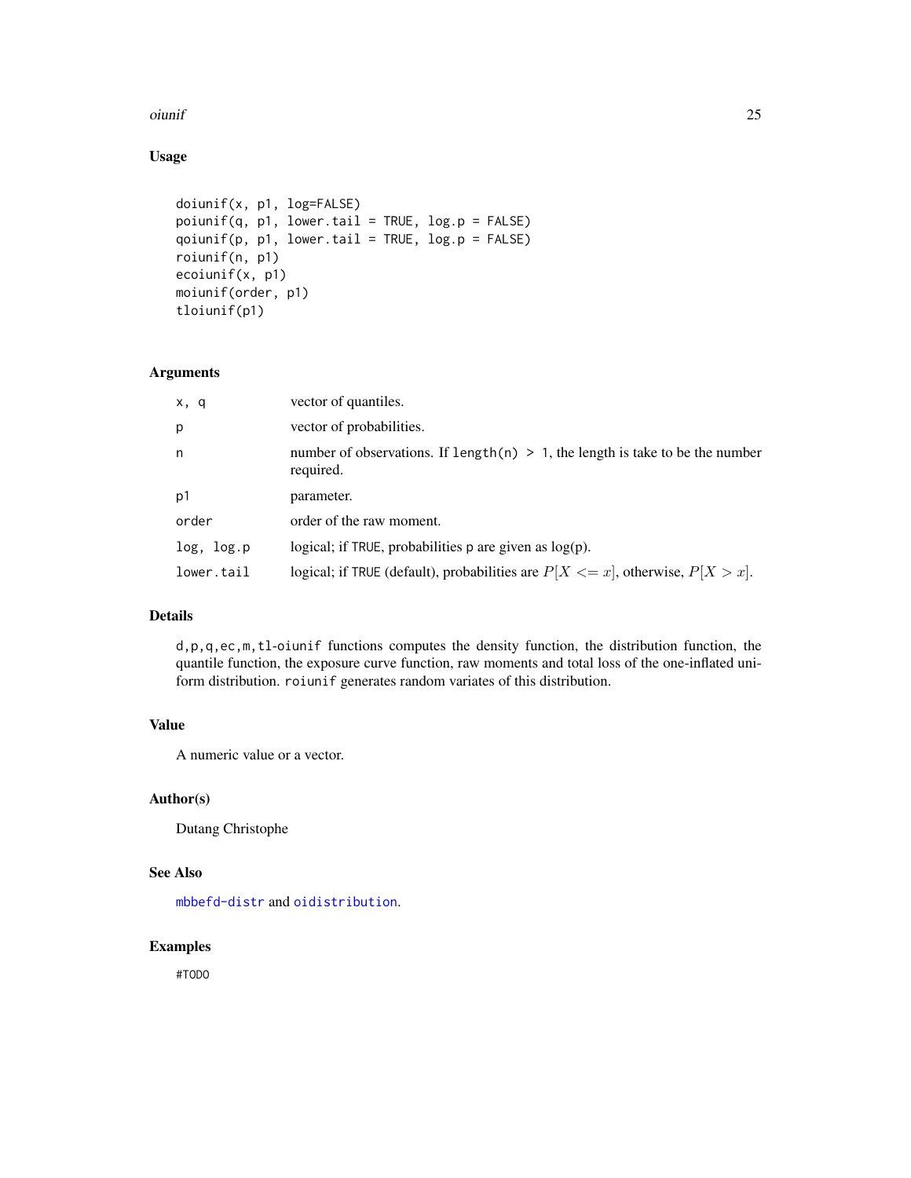### Usage

```
doiunif(x, p1, log=FALSE)
poiunif(q, p1, lower.tail = TRUE, log.p = FALSE)
qoiunif(p, p1, lower.tail = TRUE, log.p = FALSE)
roiunif(n, p1)
ecoiunif(x, p1)
moiunif(order, p1)
tloiunif(p1)
```

### Arguments

| | |
|---|---|
| `x, q` | vector of quantiles. |
| `p` | vector of probabilities. |
| `n` | number of observations. If `length(n) > 1`, the length is take to be the number required. |
| `p1` | parameter. |
| `order` | order of the raw moment. |
| `log, log.p` | logical; if `TRUE`, probabilities p are given as log(p). |
| `lower.tail` | logical; if `TRUE` (default), probabilities are $P[X <= x]$, otherwise, $P[X > x]$. |

### Details

`d,p,q,ec,m,tl-oiunif` functions computes the density function, the distribution function, the quantile function, the exposure curve function, raw moments and total loss of the one-inflated uniform distribution. `roiunif` generates random variates of this distribution.

### Value

A numeric value or a vector.

### Author(s)

Dutang Christophe

### See Also

`mbbefd-distr` and `oidistribution`.

### Examples

```
#TODO
```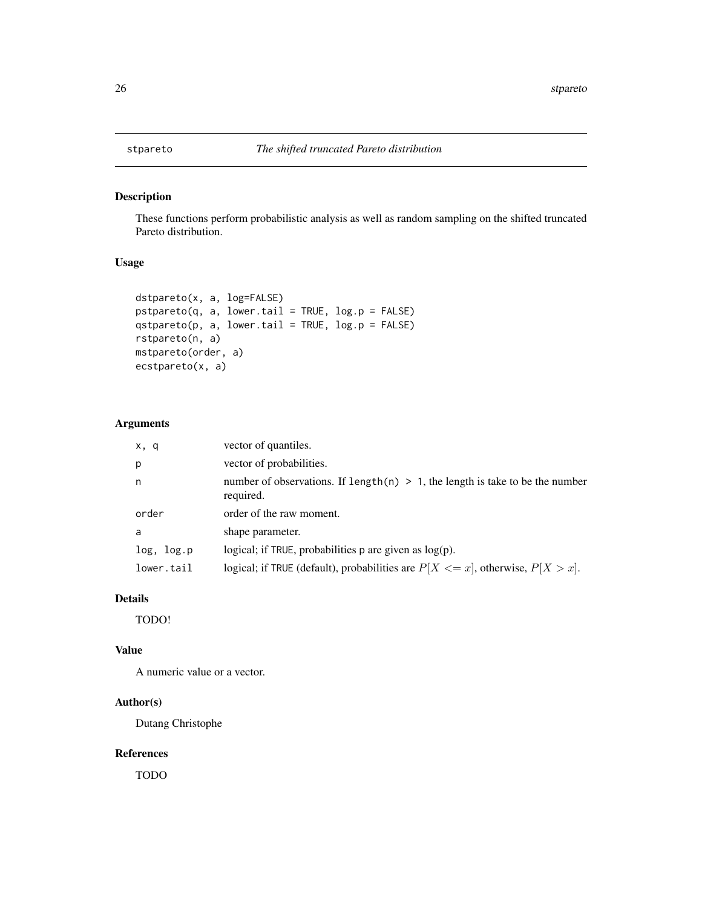stpareto *The shifted truncated Pareto distribution*

## Description

These functions perform probabilistic analysis as well as random sampling on the shifted truncated Pareto distribution.

## Usage

```
dstpareto(x, a, log=FALSE)
pstpareto(q, a, lower.tail = TRUE, log.p = FALSE)
qstpareto(p, a, lower.tail = TRUE, log.p = FALSE)
rstpareto(n, a)
mstpareto(order, a)
ecstpareto(x, a)
```

## Arguments

| | |
|---|---|
| `x, q` | vector of quantiles. |
| `p` | vector of probabilities. |
| `n` | number of observations. If `length(n) > 1`, the length is take to be the number required. |
| `order` | order of the raw moment. |
| `a` | shape parameter. |
| `log, log.p` | logical; if `TRUE`, probabilities `p` are given as log(p). |
| `lower.tail` | logical; if `TRUE` (default), probabilities are $P[X <= x]$, otherwise, $P[X > x]$. |

## Details

TODO!

## Value

A numeric value or a vector.

## Author(s)

Dutang Christophe

## References

TODO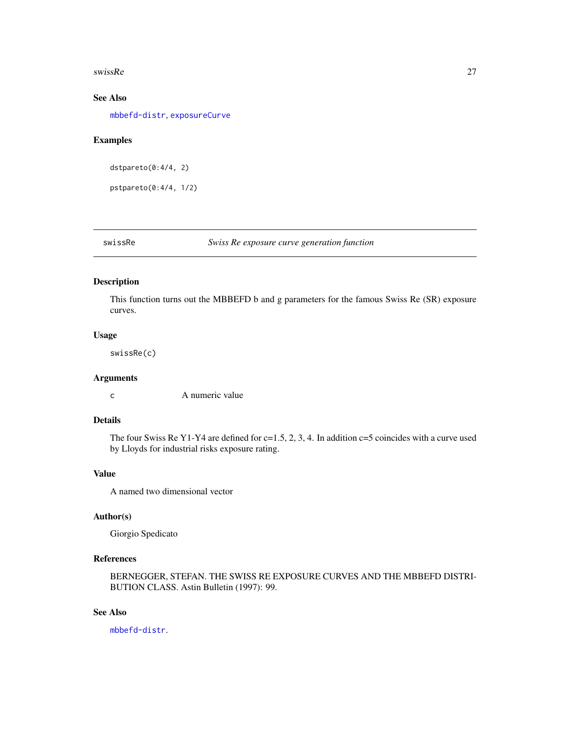## See Also

mbbefd-distr, exposureCurve

## Examples

```
dstpareto(0:4/4, 2)

pstpareto(0:4/4, 1/2)
```

---

# swissRe — *Swiss Re exposure curve generation function*

---

## Description

This function turns out the MBBEFD b and g parameters for the famous Swiss Re (SR) exposure curves.

## Usage

```
swissRe(c)
```

## Arguments

| | |
|---|---|
| c | A numeric value |

## Details

The four Swiss Re Y1-Y4 are defined for c=1.5, 2, 3, 4. In addition c=5 coincides with a curve used by Lloyds for industrial risks exposure rating.

## Value

A named two dimensional vector

## Author(s)

Giorgio Spedicato

## References

BERNEGGER, STEFAN. THE SWISS RE EXPOSURE CURVES AND THE MBBEFD DISTRIBUTION CLASS. Astin Bulletin (1997): 99.

## See Also

mbbefd-distr.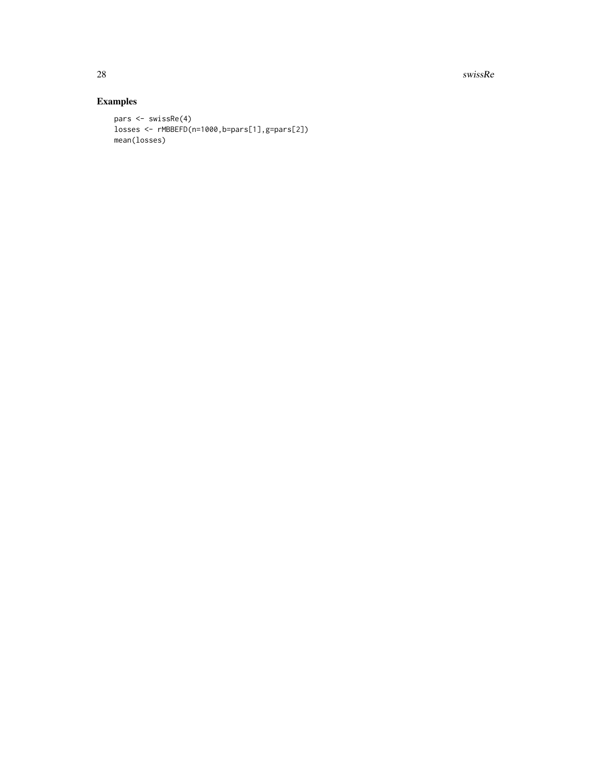## Examples

```
pars <- swissRe(4)
losses <- rMBBEFD(n=1000,b=pars[1],g=pars[2])
mean(losses)
```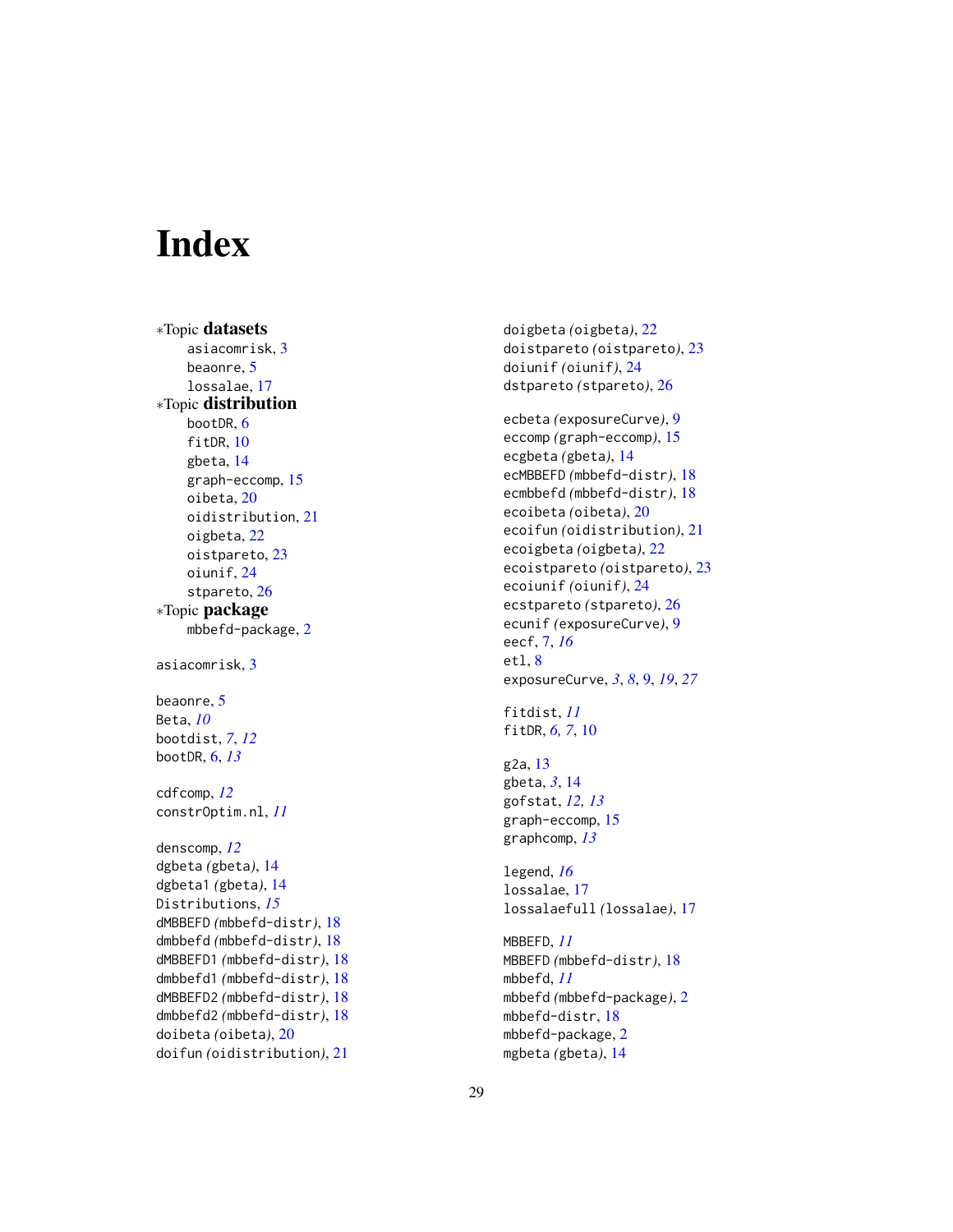# Index

*Topic **datasets**
- asiacomrisk, 3
- beaonre, 5
- lossalae, 17

*Topic **distribution**
- bootDR, 6
- fitDR, 10
- gbeta, 14
- graph-eccomp, 15
- oibeta, 20
- oidistribution, 21
- oigbeta, 22
- oistpareto, 23
- oiunif, 24
- stpareto, 26

*Topic **package**
- mbbefd-package, 2

asiacomrisk, 3

beaonre, 5
Beta, *10*
bootdist, *7*, *12*
bootDR, 6, *13*

cdfcomp, *12*
constrOptim.nl, *11*

denscomp, *12*
dgbeta *(gbeta)*, 14
dgbeta1 *(gbeta)*, 14
Distributions, *15*
dMBBEFD *(mbbefd-distr)*, 18
dmbbefd *(mbbefd-distr)*, 18
dMBBEFD1 *(mbbefd-distr)*, 18
dmbbefd1 *(mbbefd-distr)*, 18
dMBBEFD2 *(mbbefd-distr)*, 18
dmbbefd2 *(mbbefd-distr)*, 18
doibeta *(oibeta)*, 20
doifun *(oidistribution)*, 21
doigbeta *(oigbeta)*, 22
doistpareto *(oistpareto)*, 23
doiunif *(oiunif)*, 24
dstpareto *(stpareto)*, 26

ecbeta *(exposureCurve)*, 9
eccomp *(graph-eccomp)*, 15
ecgbeta *(gbeta)*, 14
ecMBBEFD *(mbbefd-distr)*, 18
ecmbbefd *(mbbefd-distr)*, 18
ecoibeta *(oibeta)*, 20
ecoifun *(oidistribution)*, 21
ecoigbeta *(oigbeta)*, 22
ecoistpareto *(oistpareto)*, 23
ecoiunif *(oiunif)*, 24
ecstpareto *(stpareto)*, 26
ecunif *(exposureCurve)*, 9
eecf, 7, *16*
etl, 8
exposureCurve, *3*, *8*, 9, *19*, *27*

fitdist, *11*
fitDR, *6*, *7*, 10

g2a, 13
gbeta, *3*, 14
gofstat, *12*, *13*
graph-eccomp, 15
graphcomp, *13*

legend, *16*
lossalae, 17
lossalaefull *(lossalae)*, 17

MBBEFD, *11*
MBBEFD *(mbbefd-distr)*, 18
mbbefd, *11*
mbbefd *(mbbefd-package)*, 2
mbbefd-distr, 18
mbbefd-package, 2
mgbeta *(gbeta)*, 14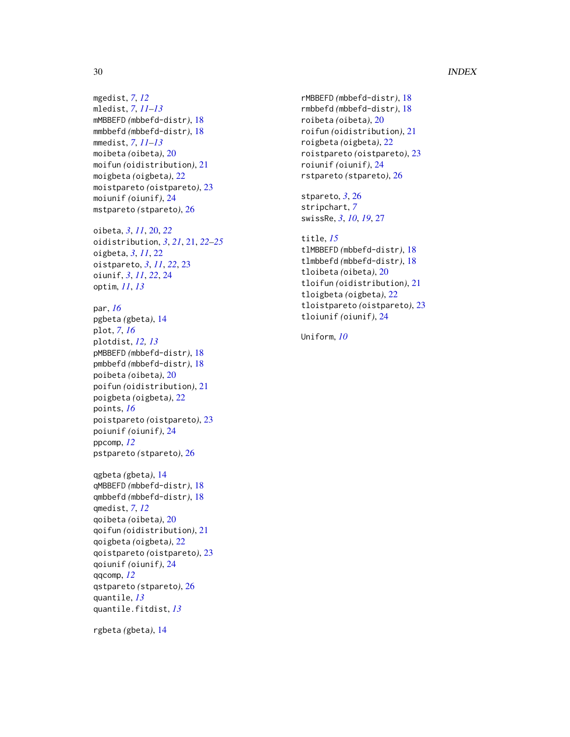mgedist, *7*, *12*
mledist, *7*, *11–13*
mMBBEFD *(*mbbefd-distr*)*, 18
mmbbefd *(*mbbefd-distr*)*, 18
mmedist, *7*, *11–13*
moibeta *(*oibeta*)*, 20
moifun *(*oidistribution*)*, 21
moigbeta *(*oigbeta*)*, 22
moistpareto *(*oistpareto*)*, 23
moiunif *(*oiunif*)*, 24
mstpareto *(*stpareto*)*, 26

oibeta, *3*, *11*, 20, *22*
oidistribution, *3*, *21*, 21, *22–25*
oigbeta, *3*, *11*, 22
oistpareto, *3*, *11*, *22*, 23
oiunif, *3*, *11*, *22*, 24
optim, *11*, *13*

par, *16*
pgbeta *(*gbeta*)*, 14
plot, *7*, *16*
plotdist, *12, 13*
pMBBEFD *(*mbbefd-distr*)*, 18
pmbbefd *(*mbbefd-distr*)*, 18
poibeta *(*oibeta*)*, 20
poifun *(*oidistribution*)*, 21
poigbeta *(*oigbeta*)*, 22
points, *16*
poistpareto *(*oistpareto*)*, 23
poiunif *(*oiunif*)*, 24
ppcomp, *12*
pstpareto *(*stpareto*)*, 26

qgbeta *(*gbeta*)*, 14
qMBBEFD *(*mbbefd-distr*)*, 18
qmbbefd *(*mbbefd-distr*)*, 18
qmedist, *7*, *12*
qoibeta *(*oibeta*)*, 20
qoifun *(*oidistribution*)*, 21
qoigbeta *(*oigbeta*)*, 22
qoistpareto *(*oistpareto*)*, 23
qoiunif *(*oiunif*)*, 24
qqcomp, *12*
qstpareto *(*stpareto*)*, 26
quantile, *13*
quantile.fitdist, *13*

rgbeta *(*gbeta*)*, 14
rMBBEFD *(*mbbefd-distr*)*, 18
rmbbefd *(*mbbefd-distr*)*, 18
roibeta *(*oibeta*)*, 20
roifun *(*oidistribution*)*, 21
roigbeta *(*oigbeta*)*, 22
roistpareto *(*oistpareto*)*, 23
roiunif *(*oiunif*)*, 24
rstpareto *(*stpareto*)*, 26

stpareto, *3*, 26
stripchart, *7*
swissRe, *3*, *10*, *19*, 27

title, *15*
tlMBBEFD *(*mbbefd-distr*)*, 18
tlmbbefd *(*mbbefd-distr*)*, 18
tloibeta *(*oibeta*)*, 20
tloifun *(*oidistribution*)*, 21
tloigbeta *(*oigbeta*)*, 22
tloistpareto *(*oistpareto*)*, 23
tloiunif *(*oiunif*)*, 24

Uniform, *10*